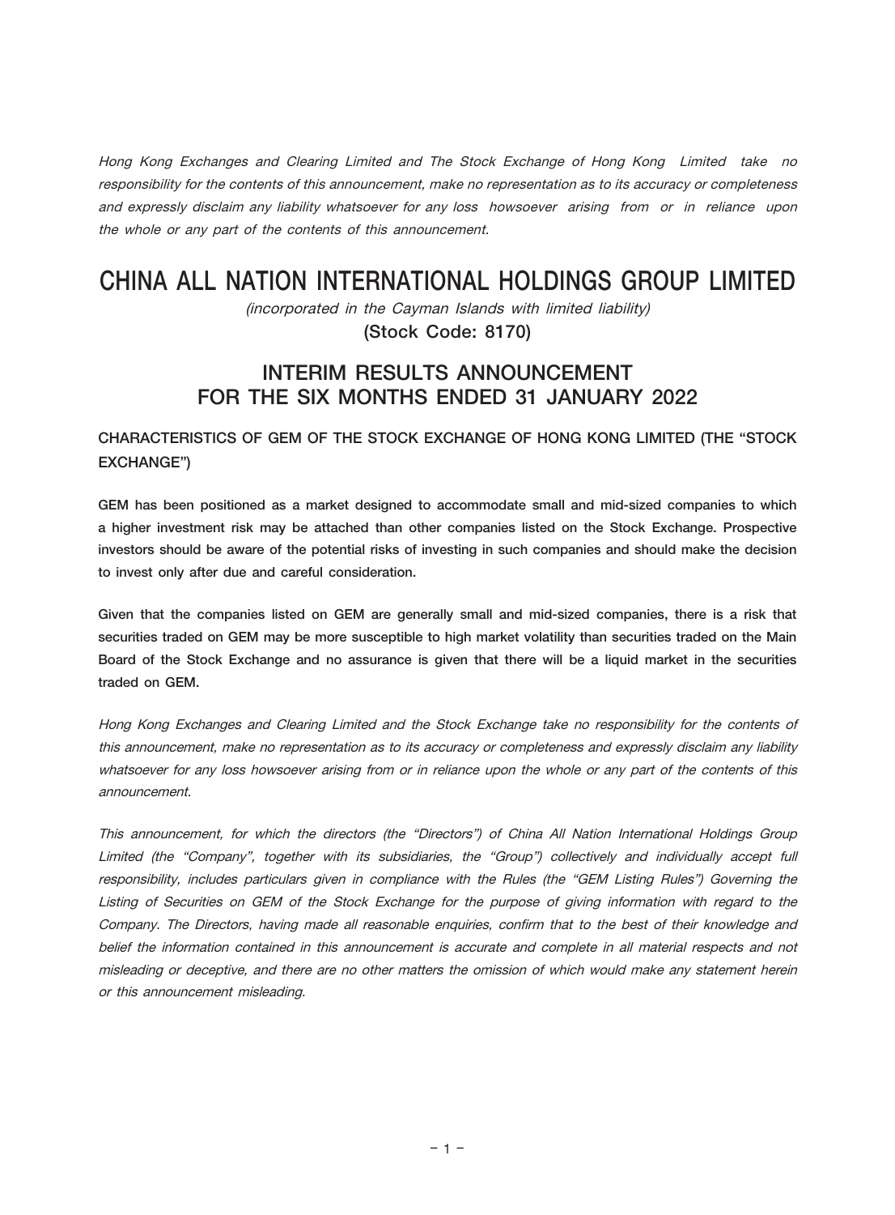*Hong Kong Exchanges and Clearing Limited and The Stock Exchange of Hong Kong Limited take no responsibility for the contents of this announcement, make no representation as to its accuracy or completeness and expressly disclaim any liability whatsoever for any loss howsoever arising from or in reliance upon the whole or any part of the contents of this announcement.*

# CHINA ALL NATION INTERNATIONAL HOLDINGS GROUP LIMITED

*(incorporated in the Cayman Islands with limited liability)*

**(Stock Code: 8170)**

## INTERIM RESULTS ANNOUNCEMENT FOR THE SIX MONTHS ENDED 31 JANUARY 2022

### CHARACTERISTICS OF GEM OF THE STOCK EXCHANGE OF HONG KONG LIMITED (THE "STOCK EXCHANGE")

**GEM has been positioned as a market designed to accommodate small and mid-sized companies to which a higher investment risk may be attached than other companies listed on the Stock Exchange. Prospective investors should be aware of the potential risks of investing in such companies and should make the decision to invest only after due and careful consideration.**

**Given that the companies listed on GEM are generally small and mid-sized companies, there is a risk that securities traded on GEM may be more susceptible to high market volatility than securities traded on the Main Board of the Stock Exchange and no assurance is given that there will be a liquid market in the securities traded on GEM.**

*Hong Kong Exchanges and Clearing Limited and the Stock Exchange take no responsibility for the contents of this announcement, make no representation as to its accuracy or completeness and expressly disclaim any liability whatsoever for any loss howsoever arising from or in reliance upon the whole or any part of the contents of this announcement.*

*This announcement, for which the directors (the "Directors") of China All Nation International Holdings Group Limited (the "Company", together with its subsidiaries, the "Group") collectively and individually accept full responsibility, includes particulars given in compliance with the Rules (the "GEM Listing Rules") Governing the Listing of Securities on GEM of the Stock Exchange for the purpose of giving information with regard to the Company. The Directors, having made all reasonable enquiries, confirm that to the best of their knowledge and belief the information contained in this announcement is accurate and complete in all material respects and not misleading or deceptive, and there are no other matters the omission of which would make any statement herein or this announcement misleading.*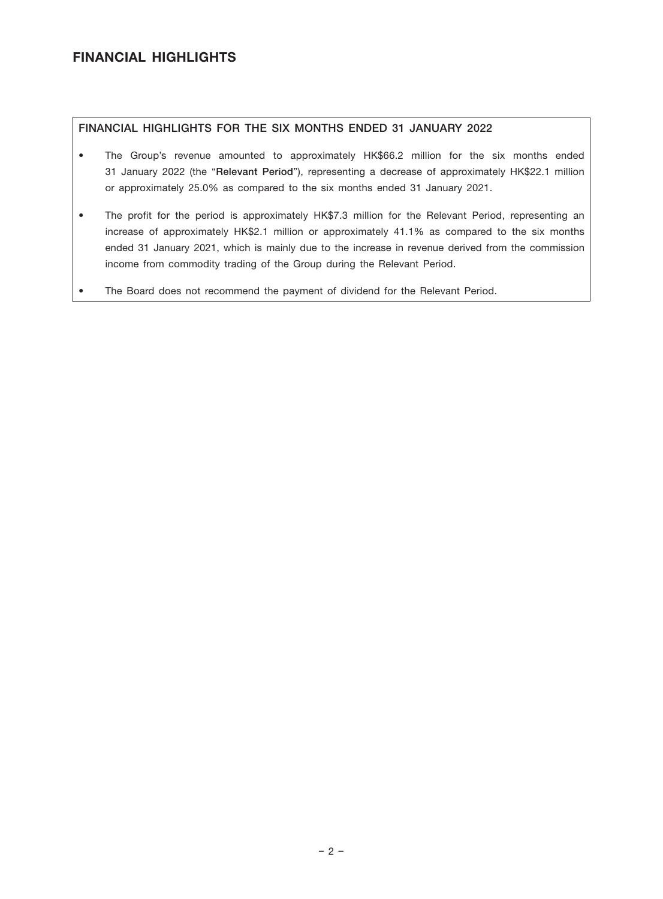# FINANCIAL HIGHLIGHTS

## FINANCIAL HIGHLIGHTS FOR THE SIX MONTHS ENDED 31 JANUARY 2022

- The Group's revenue amounted to approximately HK$66.2 million for the six months ended 31 January 2022 (the "**Relevant Period**"), representing a decrease of approximately HK$22.1 million or approximately 25.0% as compared to the six months ended 31 January 2021.
- The profit for the period is approximately HK$7.3 million for the Relevant Period, representing an increase of approximately HK$2.1 million or approximately 41.1% as compared to the six months ended 31 January 2021, which is mainly due to the increase in revenue derived from the commission income from commodity trading of the Group during the Relevant Period.
- The Board does not recommend the payment of dividend for the Relevant Period.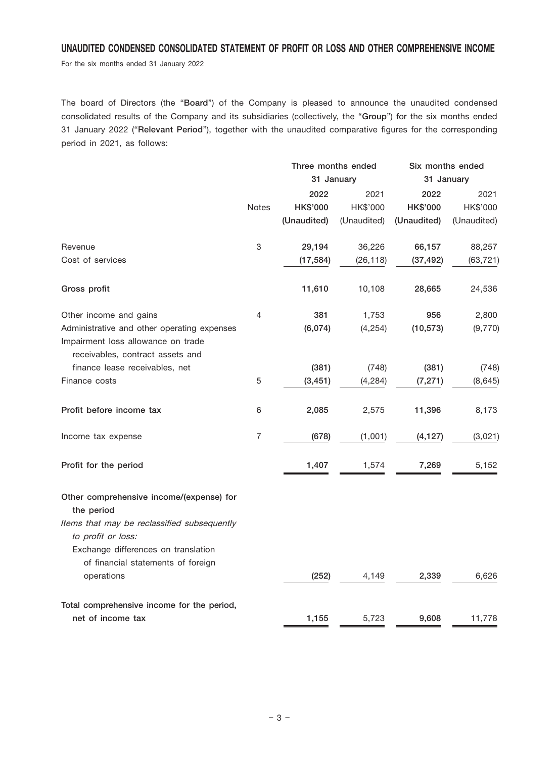## UNAUDITED CONDENSED CONSOLIDATED STATEMENT OF PROFIT OR LOSS AND OTHER COMPREHENSIVE INCOME

For the six months ended 31 January 2022

The board of Directors (the "**Board**") of the Company is pleased to announce the unaudited condensed consolidated results of the Company and its subsidiaries (collectively, the "**Group**") for the six months ended 31 January 2022 ("**Relevant Period**"), together with the unaudited comparative figures for the corresponding period in 2021, as follows:

| | | Three months ended 31 January | | Six months ended 31 January | |
|---|---|---|---|---|---|
| | | **2022** | 2021 | **2022** | 2021 |
| | Notes | **HK$'000** | HK$'000 | **HK$'000** | HK$'000 |
| | | **(Unaudited)** | (Unaudited) | **(Unaudited)** | (Unaudited) |
| Revenue | 3 | **29,194** | 36,226 | **66,157** | 88,257 |
| Cost of services | | **(17,584)** | (26,118) | **(37,492)** | (63,721) |
| **Gross profit** | | **11,610** | 10,108 | **28,665** | 24,536 |
| Other income and gains | 4 | **381** | 1,753 | **956** | 2,800 |
| Administrative and other operating expenses | | **(6,074)** | (4,254) | **(10,573)** | (9,770) |
| Impairment loss allowance on trade receivables, contract assets and finance lease receivables, net | | **(381)** | (748) | **(381)** | (748) |
| Finance costs | 5 | **(3,451)** | (4,284) | **(7,271)** | (8,645) |
| **Profit before income tax** | 6 | **2,085** | 2,575 | **11,396** | 8,173 |
| Income tax expense | 7 | **(678)** | (1,001) | **(4,127)** | (3,021) |
| **Profit for the period** | | **1,407** | 1,574 | **7,269** | 5,152 |
| **Other comprehensive income/(expense) for the period** | | | | | |
| *Items that may be reclassified subsequently to profit or loss:* | | | | | |
| Exchange differences on translation of financial statements of foreign operations | | **(252)** | 4,149 | **2,339** | 6,626 |
| **Total comprehensive income for the period, net of income tax** | | **1,155** | 5,723 | **9,608** | 11,778 |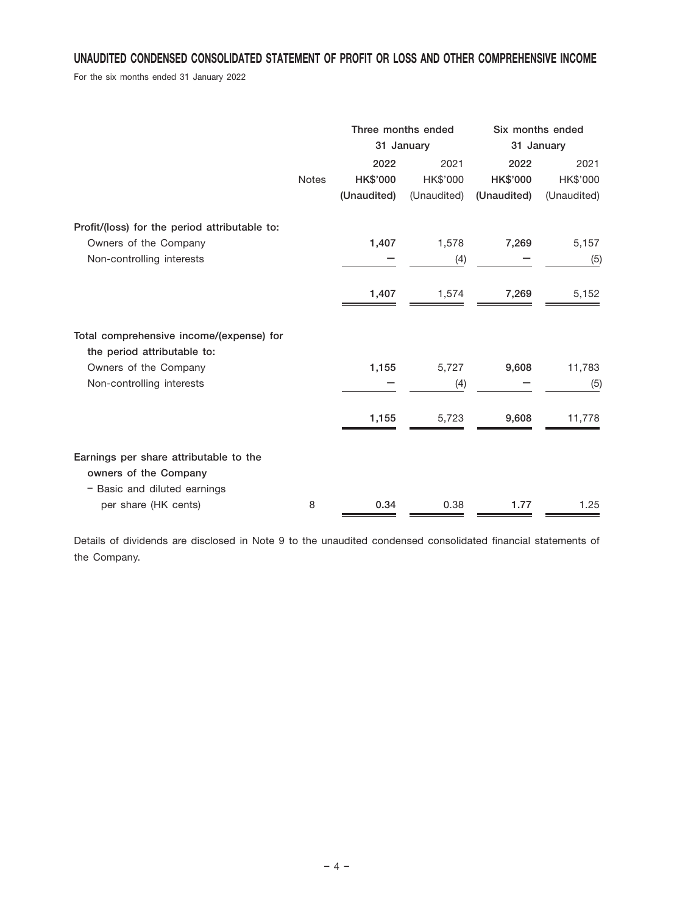## UNAUDITED CONDENSED CONSOLIDATED STATEMENT OF PROFIT OR LOSS AND OTHER COMPREHENSIVE INCOME

For the six months ended 31 January 2022

| | Notes | Three months ended 31 January | | Six months ended 31 January | |
|---|---|---|---|---|---|
| | | **2022** | 2021 | **2022** | 2021 |
| | | **HK$'000** | HK$'000 | **HK$'000** | HK$'000 |
| | | **(Unaudited)** | (Unaudited) | **(Unaudited)** | (Unaudited) |
| **Profit/(loss) for the period attributable to:** | | | | | |
| Owners of the Company | | **1,407** | 1,578 | **7,269** | 5,157 |
| Non-controlling interests | | **–** | (4) | **–** | (5) |
| | | **1,407** | 1,574 | **7,269** | 5,152 |
| **Total comprehensive income/(expense) for the period attributable to:** | | | | | |
| Owners of the Company | | **1,155** | 5,727 | **9,608** | 11,783 |
| Non-controlling interests | | **–** | (4) | **–** | (5) |
| | | **1,155** | 5,723 | **9,608** | 11,778 |
| **Earnings per share attributable to the owners of the Company** | | | | | |
| – Basic and diluted earnings per share (HK cents) | 8 | **0.34** | 0.38 | **1.77** | 1.25 |

Details of dividends are disclosed in Note 9 to the unaudited condensed consolidated financial statements of the Company.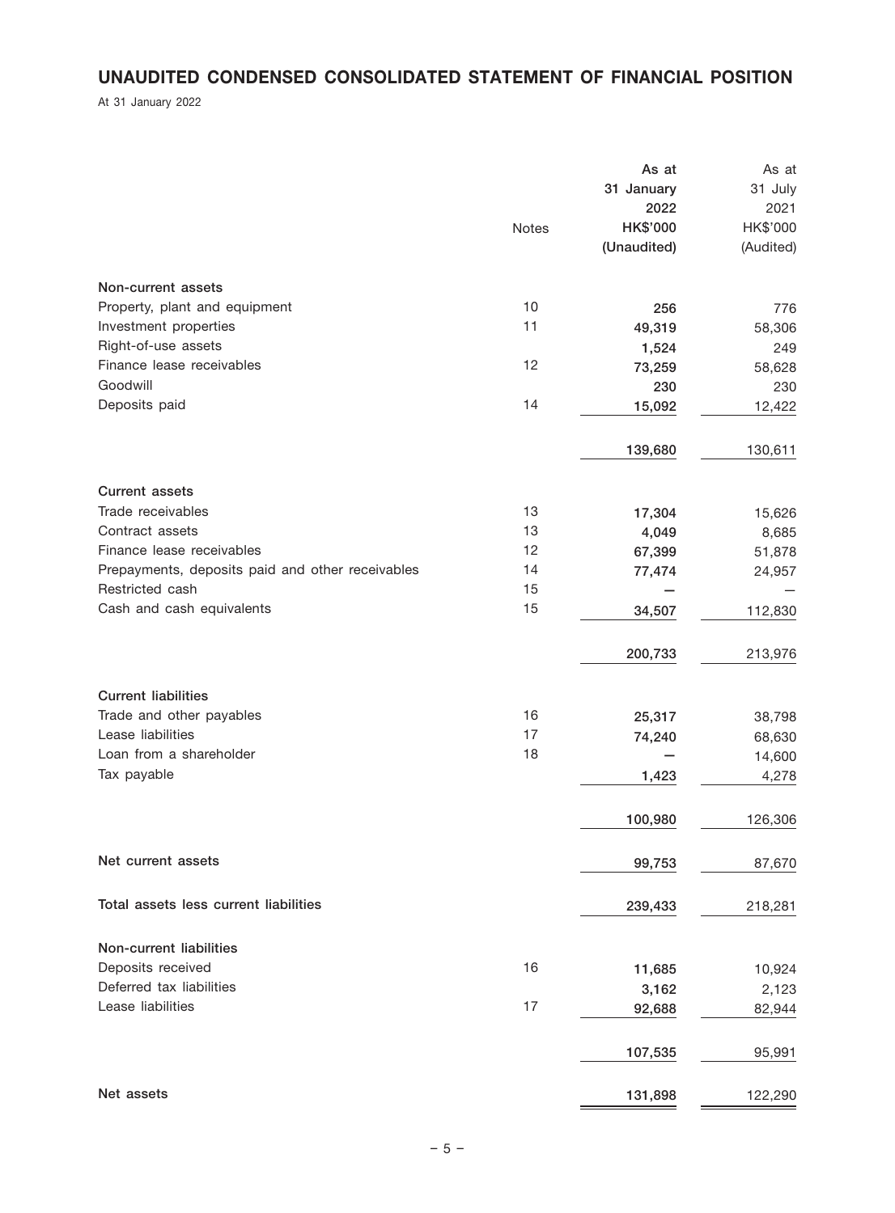## UNAUDITED CONDENSED CONSOLIDATED STATEMENT OF FINANCIAL POSITION

At 31 January 2022

| | Notes | As at 31 January 2022 HK$'000 (Unaudited) | As at 31 July 2021 HK$'000 (Audited) |
|---|---|---|---|
| **Non-current assets** | | | |
| Property, plant and equipment | 10 | 256 | 776 |
| Investment properties | 11 | 49,319 | 58,306 |
| Right-of-use assets | | 1,524 | 249 |
| Finance lease receivables | 12 | 73,259 | 58,628 |
| Goodwill | | 230 | 230 |
| Deposits paid | 14 | 15,092 | 12,422 |
| | | 139,680 | 130,611 |
| **Current assets** | | | |
| Trade receivables | 13 | 17,304 | 15,626 |
| Contract assets | 13 | 4,049 | 8,685 |
| Finance lease receivables | 12 | 67,399 | 51,878 |
| Prepayments, deposits paid and other receivables | 14 | 77,474 | 24,957 |
| Restricted cash | 15 | — | — |
| Cash and cash equivalents | 15 | 34,507 | 112,830 |
| | | 200,733 | 213,976 |
| **Current liabilities** | | | |
| Trade and other payables | 16 | 25,317 | 38,798 |
| Lease liabilities | 17 | 74,240 | 68,630 |
| Loan from a shareholder | 18 | — | 14,600 |
| Tax payable | | 1,423 | 4,278 |
| | | 100,980 | 126,306 |
| **Net current assets** | | 99,753 | 87,670 |
| **Total assets less current liabilities** | | 239,433 | 218,281 |
| **Non-current liabilities** | | | |
| Deposits received | 16 | 11,685 | 10,924 |
| Deferred tax liabilities | | 3,162 | 2,123 |
| Lease liabilities | 17 | 92,688 | 82,944 |
| | | 107,535 | 95,991 |
| **Net assets** | | 131,898 | 122,290 |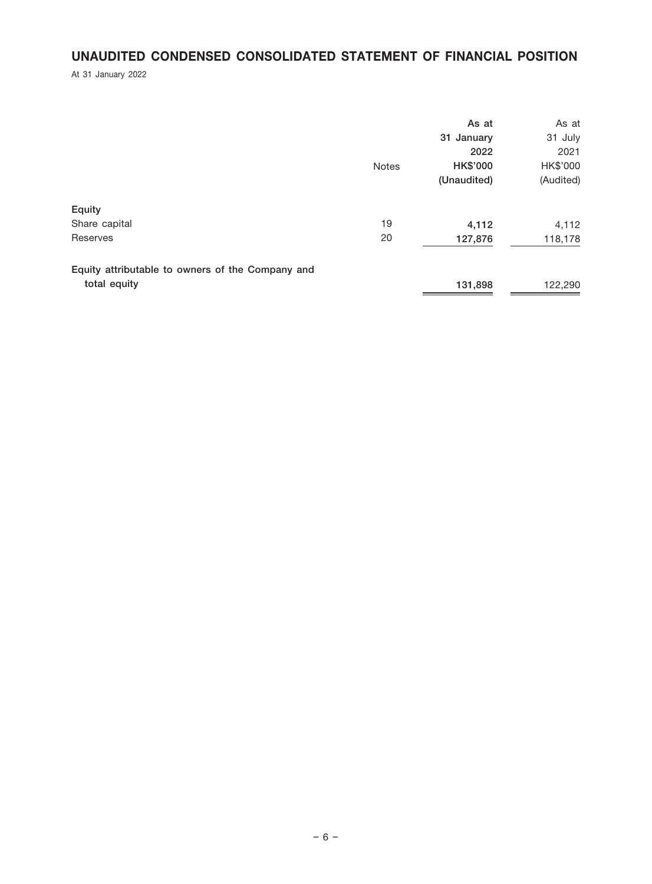## UNAUDITED CONDENSED CONSOLIDATED STATEMENT OF FINANCIAL POSITION

At 31 January 2022

| | Notes | As at 31 January 2022 HK$'000 (Unaudited) | As at 31 July 2021 HK$'000 (Audited) |
|---|---|---|---|
| **Equity** | | | |
| Share capital | 19 | **4,112** | 4,112 |
| Reserves | 20 | **127,876** | 118,178 |
| **Equity attributable to owners of the Company and total equity** | | **131,898** | 122,290 |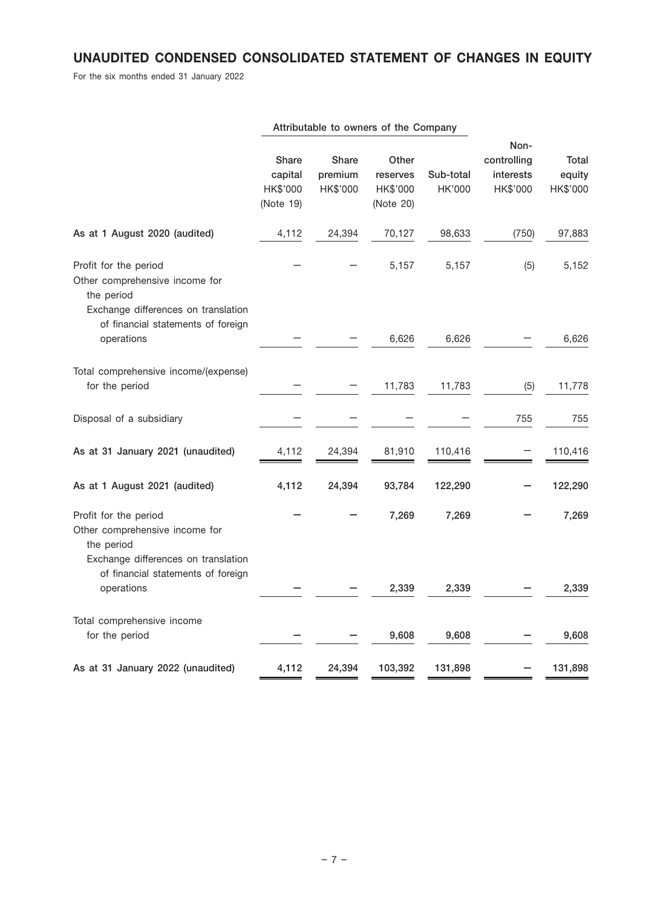## UNAUDITED CONDENSED CONSOLIDATED STATEMENT OF CHANGES IN EQUITY

For the six months ended 31 January 2022

| | Attributable to owners of the Company | | | | | |
|---|---|---|---|---|---|---|
| | Share capital HK$'000 (Note 19) | Share premium HK$'000 | Other reserves HK$'000 (Note 20) | Sub-total HK'000 | Non-controlling interests HK$'000 | Total equity HK$'000 |
| **As at 1 August 2020 (audited)** | 4,112 | 24,394 | 70,127 | 98,633 | (750) | 97,883 |
| Profit for the period | – | – | 5,157 | 5,157 | (5) | 5,152 |
| Other comprehensive income for the period | | | | | | |
| Exchange differences on translation of financial statements of foreign operations | – | – | 6,626 | 6,626 | – | 6,626 |
| Total comprehensive income/(expense) for the period | – | – | 11,783 | 11,783 | (5) | 11,778 |
| Disposal of a subsidiary | – | – | – | – | 755 | 755 |
| **As at 31 January 2021 (unaudited)** | 4,112 | 24,394 | 81,910 | 110,416 | – | 110,416 |
| **As at 1 August 2021 (audited)** | **4,112** | **24,394** | **93,784** | **122,290** | **–** | **122,290** |
| Profit for the period | **–** | **–** | **7,269** | **7,269** | **–** | **7,269** |
| Other comprehensive income for the period | | | | | | |
| Exchange differences on translation of financial statements of foreign operations | **–** | **–** | **2,339** | **2,339** | **–** | **2,339** |
| Total comprehensive income for the period | **–** | **–** | **9,608** | **9,608** | **–** | **9,608** |
| **As at 31 January 2022 (unaudited)** | **4,112** | **24,394** | **103,392** | **131,898** | **–** | **131,898** |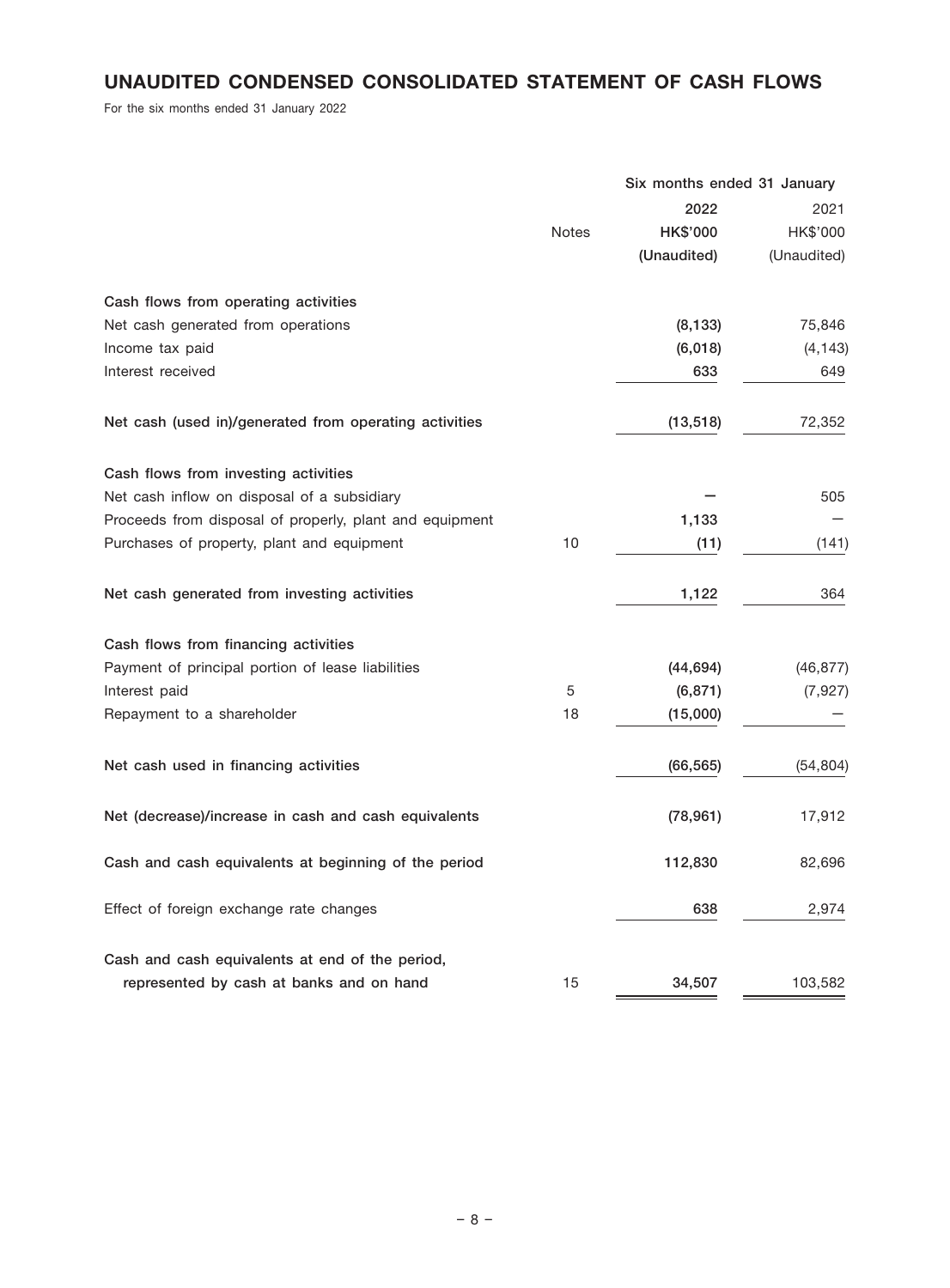# UNAUDITED CONDENSED CONSOLIDATED STATEMENT OF CASH FLOWS

For the six months ended 31 January 2022

| | Notes | Six months ended 31 January 2022 HK$'000 (Unaudited) | 2021 HK$'000 (Unaudited) |
|---|---|---|---|
| **Cash flows from operating activities** | | | |
| Net cash generated from operations | | **(8,133)** | 75,846 |
| Income tax paid | | **(6,018)** | (4,143) |
| Interest received | | **633** | 649 |
| **Net cash (used in)/generated from operating activities** | | **(13,518)** | 72,352 |
| **Cash flows from investing activities** | | | |
| Net cash inflow on disposal of a subsidiary | | **–** | 505 |
| Proceeds from disposal of properly, plant and equipment | | **1,133** | – |
| Purchases of property, plant and equipment | 10 | **(11)** | (141) |
| **Net cash generated from investing activities** | | **1,122** | 364 |
| **Cash flows from financing activities** | | | |
| Payment of principal portion of lease liabilities | | **(44,694)** | (46,877) |
| Interest paid | 5 | **(6,871)** | (7,927) |
| Repayment to a shareholder | 18 | **(15,000)** | – |
| **Net cash used in financing activities** | | **(66,565)** | (54,804) |
| **Net (decrease)/increase in cash and cash equivalents** | | **(78,961)** | 17,912 |
| **Cash and cash equivalents at beginning of the period** | | **112,830** | 82,696 |
| Effect of foreign exchange rate changes | | **638** | 2,974 |
| **Cash and cash equivalents at end of the period, represented by cash at banks and on hand** | 15 | **34,507** | 103,582 |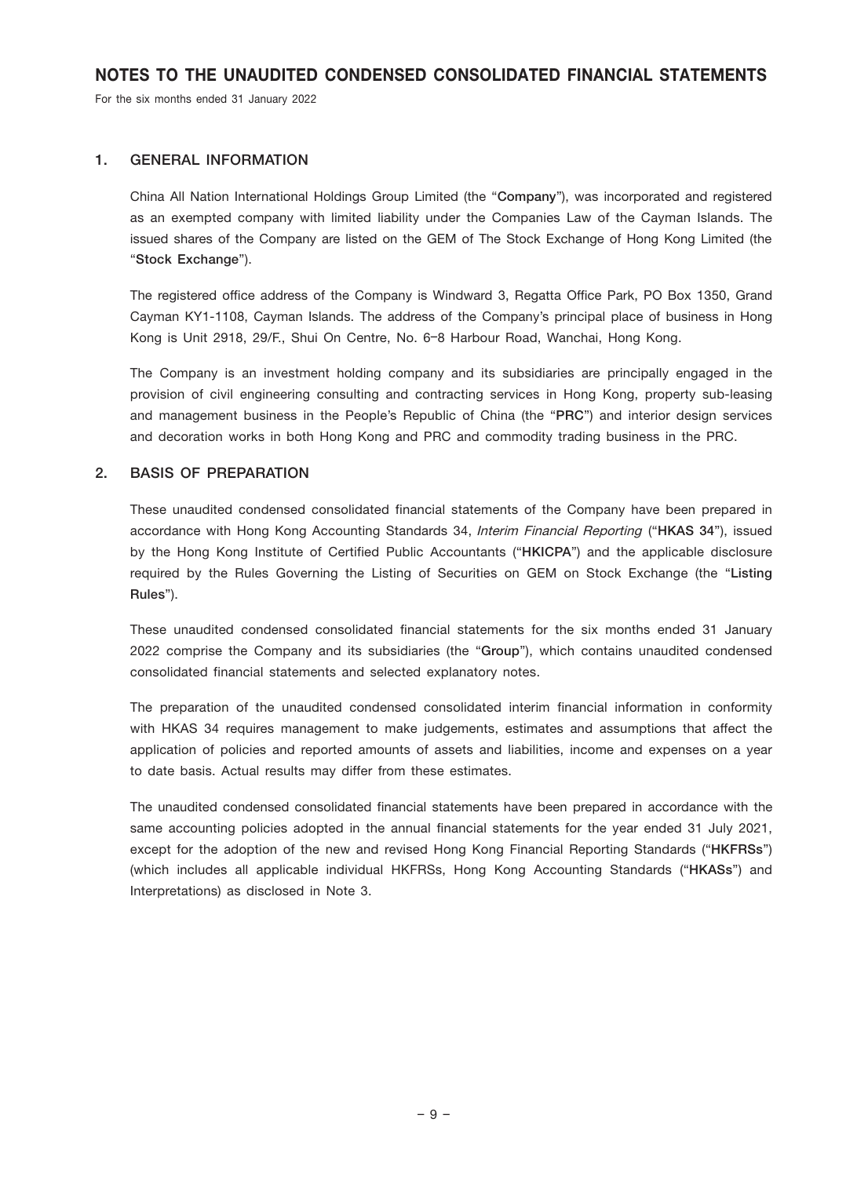# NOTES TO THE UNAUDITED CONDENSED CONSOLIDATED FINANCIAL STATEMENTS

For the six months ended 31 January 2022

## 1. GENERAL INFORMATION

China All Nation International Holdings Group Limited (the "**Company**"), was incorporated and registered as an exempted company with limited liability under the Companies Law of the Cayman Islands. The issued shares of the Company are listed on the GEM of The Stock Exchange of Hong Kong Limited (the "**Stock Exchange**").

The registered office address of the Company is Windward 3, Regatta Office Park, PO Box 1350, Grand Cayman KY1-1108, Cayman Islands. The address of the Company's principal place of business in Hong Kong is Unit 2918, 29/F., Shui On Centre, No. 6–8 Harbour Road, Wanchai, Hong Kong.

The Company is an investment holding company and its subsidiaries are principally engaged in the provision of civil engineering consulting and contracting services in Hong Kong, property sub-leasing and management business in the People's Republic of China (the "**PRC**") and interior design services and decoration works in both Hong Kong and PRC and commodity trading business in the PRC.

## 2. BASIS OF PREPARATION

These unaudited condensed consolidated financial statements of the Company have been prepared in accordance with Hong Kong Accounting Standards 34, *Interim Financial Reporting* ("**HKAS 34**"), issued by the Hong Kong Institute of Certified Public Accountants ("**HKICPA**") and the applicable disclosure required by the Rules Governing the Listing of Securities on GEM on Stock Exchange (the "**Listing Rules**").

These unaudited condensed consolidated financial statements for the six months ended 31 January 2022 comprise the Company and its subsidiaries (the "**Group**"), which contains unaudited condensed consolidated financial statements and selected explanatory notes.

The preparation of the unaudited condensed consolidated interim financial information in conformity with HKAS 34 requires management to make judgements, estimates and assumptions that affect the application of policies and reported amounts of assets and liabilities, income and expenses on a year to date basis. Actual results may differ from these estimates.

The unaudited condensed consolidated financial statements have been prepared in accordance with the same accounting policies adopted in the annual financial statements for the year ended 31 July 2021, except for the adoption of the new and revised Hong Kong Financial Reporting Standards ("**HKFRSs**") (which includes all applicable individual HKFRSs, Hong Kong Accounting Standards ("**HKASs**") and Interpretations) as disclosed in Note 3.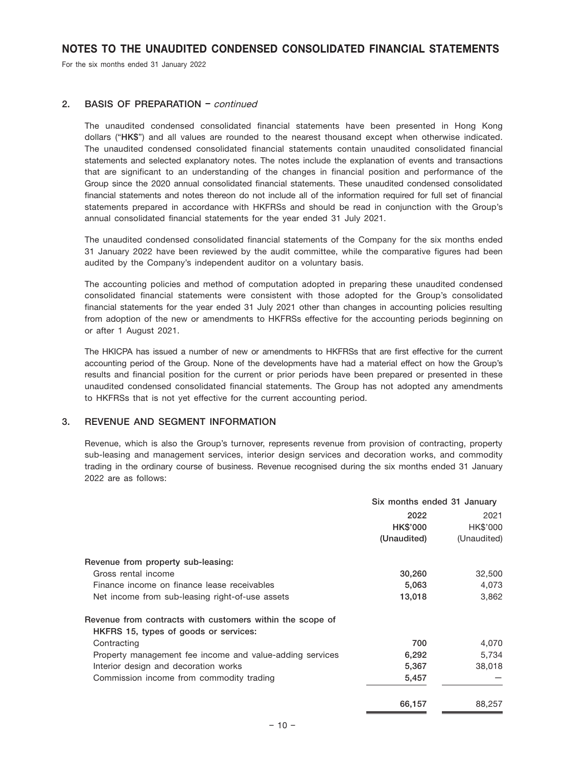## 2. BASIS OF PREPARATION – *continued*

The unaudited condensed consolidated financial statements have been presented in Hong Kong dollars ("**HK$**") and all values are rounded to the nearest thousand except when otherwise indicated. The unaudited condensed consolidated financial statements contain unaudited consolidated financial statements and selected explanatory notes. The notes include the explanation of events and transactions that are significant to an understanding of the changes in financial position and performance of the Group since the 2020 annual consolidated financial statements. These unaudited condensed consolidated financial statements and notes thereon do not include all of the information required for full set of financial statements prepared in accordance with HKFRSs and should be read in conjunction with the Group's annual consolidated financial statements for the year ended 31 July 2021.

The unaudited condensed consolidated financial statements of the Company for the six months ended 31 January 2022 have been reviewed by the audit committee, while the comparative figures had been audited by the Company's independent auditor on a voluntary basis.

The accounting policies and method of computation adopted in preparing these unaudited condensed consolidated financial statements were consistent with those adopted for the Group's consolidated financial statements for the year ended 31 July 2021 other than changes in accounting policies resulting from adoption of the new or amendments to HKFRSs effective for the accounting periods beginning on or after 1 August 2021.

The HKICPA has issued a number of new or amendments to HKFRSs that are first effective for the current accounting period of the Group. None of the developments have had a material effect on how the Group's results and financial position for the current or prior periods have been prepared or presented in these unaudited condensed consolidated financial statements. The Group has not adopted any amendments to HKFRSs that is not yet effective for the current accounting period.

## 3. REVENUE AND SEGMENT INFORMATION

Revenue, which is also the Group's turnover, represents revenue from provision of contracting, property sub-leasing and management services, interior design services and decoration works, and commodity trading in the ordinary course of business. Revenue recognised during the six months ended 31 January 2022 are as follows:

| | Six months ended 31 January | |
|---|---|---|
| | **2022** | 2021 |
| | **HK$'000** | HK$'000 |
| | **(Unaudited)** | (Unaudited) |
| **Revenue from property sub-leasing:** | | |
| Gross rental income | **30,260** | 32,500 |
| Finance income on finance lease receivables | **5,063** | 4,073 |
| Net income from sub-leasing right-of-use assets | **13,018** | 3,862 |
| **Revenue from contracts with customers within the scope of HKFRS 15, types of goods or services:** | | |
| Contracting | **700** | 4,070 |
| Property management fee income and value-adding services | **6,292** | 5,734 |
| Interior design and decoration works | **5,367** | 38,018 |
| Commission income from commodity trading | **5,457** | — |
| | **66,157** | 88,257 |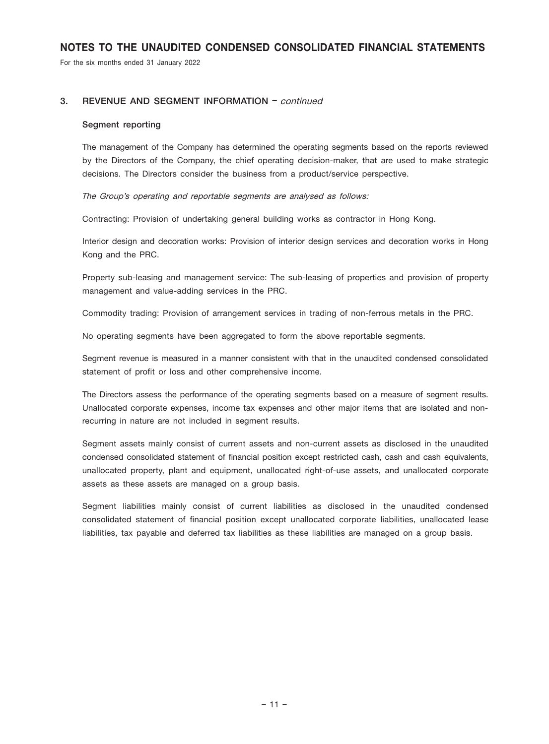# NOTES TO THE UNAUDITED CONDENSED CONSOLIDATED FINANCIAL STATEMENTS

For the six months ended 31 January 2022

## 3. REVENUE AND SEGMENT INFORMATION – *continued*

### Segment reporting

The management of the Company has determined the operating segments based on the reports reviewed by the Directors of the Company, the chief operating decision-maker, that are used to make strategic decisions. The Directors consider the business from a product/service perspective.

*The Group's operating and reportable segments are analysed as follows:*

Contracting: Provision of undertaking general building works as contractor in Hong Kong.

Interior design and decoration works: Provision of interior design services and decoration works in Hong Kong and the PRC.

Property sub-leasing and management service: The sub-leasing of properties and provision of property management and value-adding services in the PRC.

Commodity trading: Provision of arrangement services in trading of non-ferrous metals in the PRC.

No operating segments have been aggregated to form the above reportable segments.

Segment revenue is measured in a manner consistent with that in the unaudited condensed consolidated statement of profit or loss and other comprehensive income.

The Directors assess the performance of the operating segments based on a measure of segment results. Unallocated corporate expenses, income tax expenses and other major items that are isolated and non-recurring in nature are not included in segment results.

Segment assets mainly consist of current assets and non-current assets as disclosed in the unaudited condensed consolidated statement of financial position except restricted cash, cash and cash equivalents, unallocated property, plant and equipment, unallocated right-of-use assets, and unallocated corporate assets as these assets are managed on a group basis.

Segment liabilities mainly consist of current liabilities as disclosed in the unaudited condensed consolidated statement of financial position except unallocated corporate liabilities, unallocated lease liabilities, tax payable and deferred tax liabilities as these liabilities are managed on a group basis.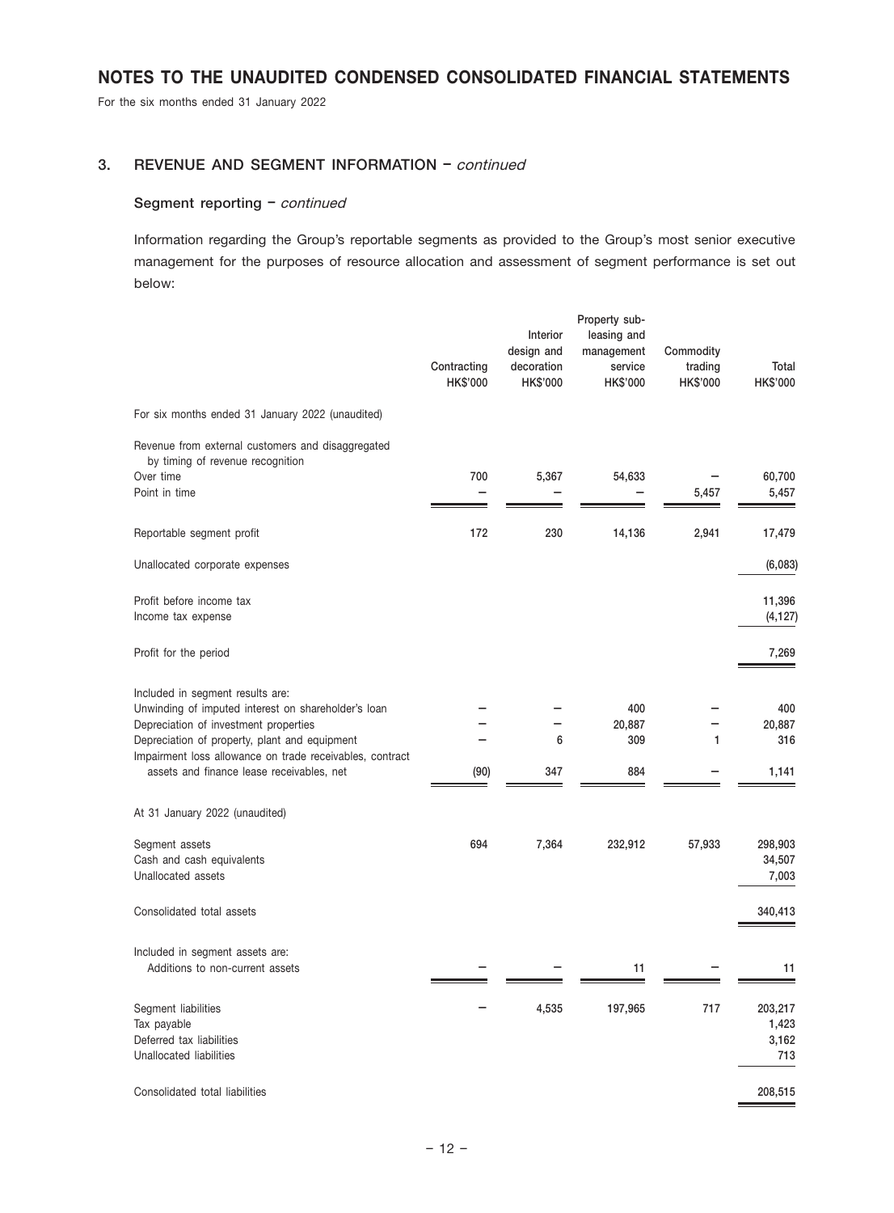## NOTES TO THE UNAUDITED CONDENSED CONSOLIDATED FINANCIAL STATEMENTS

For the six months ended 31 January 2022

### 3. REVENUE AND SEGMENT INFORMATION – *continued*

#### Segment reporting – *continued*

Information regarding the Group's reportable segments as provided to the Group's most senior executive management for the purposes of resource allocation and assessment of segment performance is set out below:

| | Contracting HK$'000 | Interior design and decoration HK$'000 | Property sub-leasing and management service HK$'000 | Commodity trading HK$'000 | Total HK$'000 |
|---|---|---|---|---|---|
| For six months ended 31 January 2022 (unaudited) | | | | | |
| Revenue from external customers and disaggregated by timing of revenue recognition | | | | | |
| Over time | 700 | 5,367 | 54,633 | – | 60,700 |
| Point in time | – | – | – | 5,457 | 5,457 |
| Reportable segment profit | 172 | 230 | 14,136 | 2,941 | 17,479 |
| Unallocated corporate expenses | | | | | (6,083) |
| Profit before income tax | | | | | 11,396 |
| Income tax expense | | | | | (4,127) |
| Profit for the period | | | | | 7,269 |
| Included in segment results are: | | | | | |
| Unwinding of imputed interest on shareholder's loan | – | – | 400 | – | 400 |
| Depreciation of investment properties | – | – | 20,887 | – | 20,887 |
| Depreciation of property, plant and equipment | – | 6 | 309 | 1 | 316 |
| Impairment loss allowance on trade receivables, contract assets and finance lease receivables, net | (90) | 347 | 884 | – | 1,141 |
| At 31 January 2022 (unaudited) | | | | | |
| Segment assets | 694 | 7,364 | 232,912 | 57,933 | 298,903 |
| Cash and cash equivalents | | | | | 34,507 |
| Unallocated assets | | | | | 7,003 |
| Consolidated total assets | | | | | 340,413 |
| Included in segment assets are: | | | | | |
| Additions to non-current assets | – | – | 11 | – | 11 |
| Segment liabilities | – | 4,535 | 197,965 | 717 | 203,217 |
| Tax payable | | | | | 1,423 |
| Deferred tax liabilities | | | | | 3,162 |
| Unallocated liabilities | | | | | 713 |
| Consolidated total liabilities | | | | | 208,515 |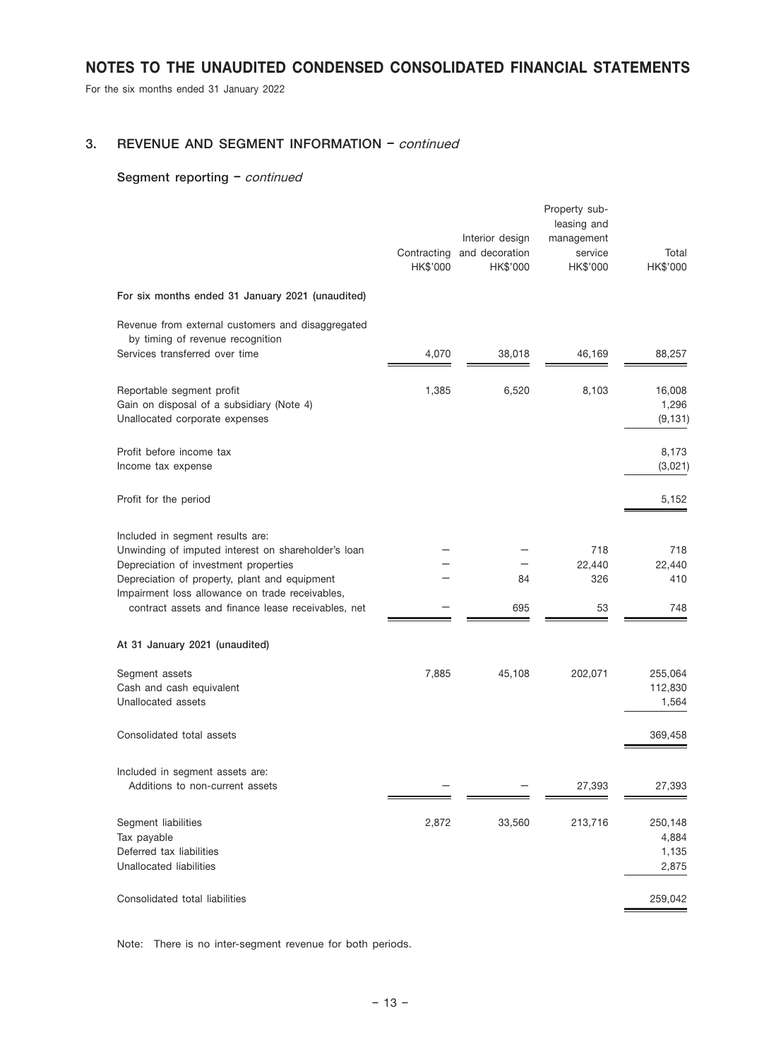## 3. REVENUE AND SEGMENT INFORMATION – *continued*

### Segment reporting – *continued*

| | Contracting HK$'000 | Interior design and decoration HK$'000 | Property sub-leasing and management service HK$'000 | Total HK$'000 |
|---|---|---|---|---|
| **For six months ended 31 January 2021 (unaudited)** | | | | |
| Revenue from external customers and disaggregated by timing of revenue recognition | | | | |
| Services transferred over time | 4,070 | 38,018 | 46,169 | 88,257 |
| Reportable segment profit | 1,385 | 6,520 | 8,103 | 16,008 |
| Gain on disposal of a subsidiary (Note 4) | | | | 1,296 |
| Unallocated corporate expenses | | | | (9,131) |
| Profit before income tax | | | | 8,173 |
| Income tax expense | | | | (3,021) |
| Profit for the period | | | | 5,152 |
| Included in segment results are: | | | | |
| Unwinding of imputed interest on shareholder's loan | – | – | 718 | 718 |
| Depreciation of investment properties | – | – | 22,440 | 22,440 |
| Depreciation of property, plant and equipment | – | 84 | 326 | 410 |
| Impairment loss allowance on trade receivables, contract assets and finance lease receivables, net | – | 695 | 53 | 748 |
| **At 31 January 2021 (unaudited)** | | | | |
| Segment assets | 7,885 | 45,108 | 202,071 | 255,064 |
| Cash and cash equivalent | | | | 112,830 |
| Unallocated assets | | | | 1,564 |
| Consolidated total assets | | | | 369,458 |
| Included in segment assets are: | | | | |
| Additions to non-current assets | – | – | 27,393 | 27,393 |
| Segment liabilities | 2,872 | 33,560 | 213,716 | 250,148 |
| Tax payable | | | | 4,884 |
| Deferred tax liabilities | | | | 1,135 |
| Unallocated liabilities | | | | 2,875 |
| Consolidated total liabilities | | | | 259,042 |

Note: There is no inter-segment revenue for both periods.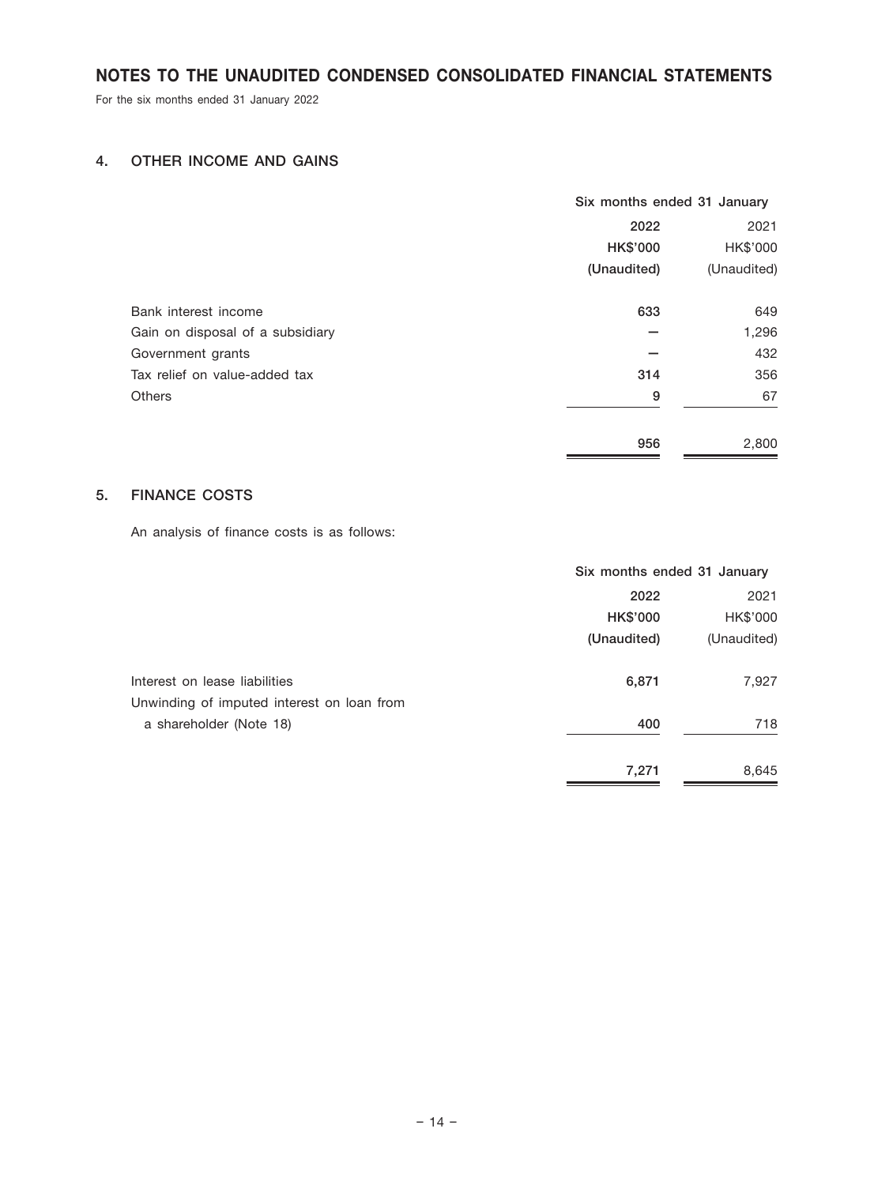# NOTES TO THE UNAUDITED CONDENSED CONSOLIDATED FINANCIAL STATEMENTS

For the six months ended 31 January 2022

## 4. OTHER INCOME AND GAINS

| | Six months ended 31 January | |
|---|---|---|
| | **2022** | 2021 |
| | **HK$'000** | HK$'000 |
| | **(Unaudited)** | (Unaudited) |
| Bank interest income | **633** | 649 |
| Gain on disposal of a subsidiary | **—** | 1,296 |
| Government grants | **—** | 432 |
| Tax relief on value-added tax | **314** | 356 |
| Others | **9** | 67 |
| | **956** | 2,800 |

## 5. FINANCE COSTS

An analysis of finance costs is as follows:

| | Six months ended 31 January | |
|---|---|---|
| | **2022** | 2021 |
| | **HK$'000** | HK$'000 |
| | **(Unaudited)** | (Unaudited) |
| Interest on lease liabilities | **6,871** | 7,927 |
| Unwinding of imputed interest on loan from a shareholder (Note 18) | **400** | 718 |
| | **7,271** | 8,645 |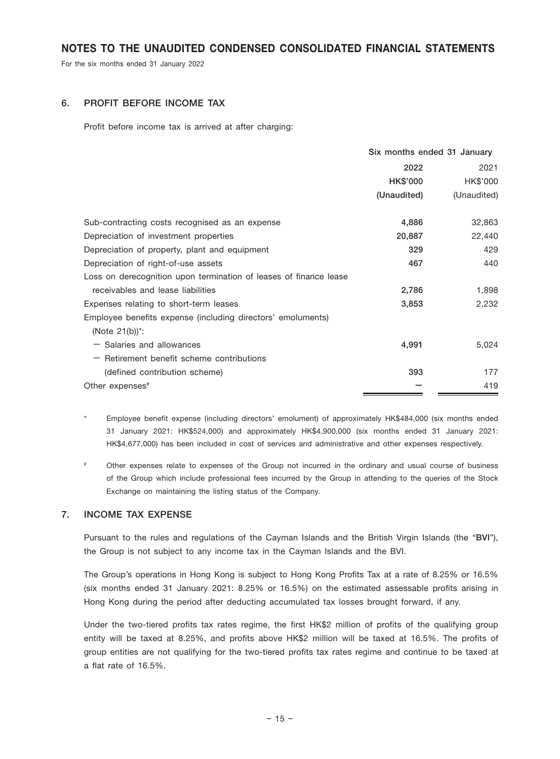# NOTES TO THE UNAUDITED CONDENSED CONSOLIDATED FINANCIAL STATEMENTS

For the six months ended 31 January 2022

## 6. PROFIT BEFORE INCOME TAX

Profit before income tax is arrived at after charging:

| | Six months ended 31 January | |
|---|---|---|
| | **2022** | 2021 |
| | **HK$'000** | HK$'000 |
| | **(Unaudited)** | (Unaudited) |
| Sub-contracting costs recognised as an expense | **4,886** | 32,863 |
| Depreciation of investment properties | **20,887** | 22,440 |
| Depreciation of property, plant and equipment | **329** | 429 |
| Depreciation of right-of-use assets | **467** | 440 |
| Loss on derecognition upon termination of leases of finance lease receivables and lease liabilities | **2,786** | 1,898 |
| Expenses relating to short-term leases | **3,853** | 2,232 |
| Employee benefits expense (including directors' emoluments) (Note 21(b))*: | | |
| — Salaries and allowances | **4,991** | 5,024 |
| — Retirement benefit scheme contributions (defined contribution scheme) | **393** | 177 |
| Other expenses# | **—** | 419 |

\* Employee benefit expense (including directors' emolument) of approximately HK$484,000 (six months ended 31 January 2021: HK$524,000) and approximately HK$4,900,000 (six months ended 31 January 2021: HK$4,677,000) has been included in cost of services and administrative and other expenses respectively.

# Other expenses relate to expenses of the Group not incurred in the ordinary and usual course of business of the Group which include professional fees incurred by the Group in attending to the queries of the Stock Exchange on maintaining the listing status of the Company.

## 7. INCOME TAX EXPENSE

Pursuant to the rules and regulations of the Cayman Islands and the British Virgin Islands (the "**BVI**"), the Group is not subject to any income tax in the Cayman Islands and the BVI.

The Group's operations in Hong Kong is subject to Hong Kong Profits Tax at a rate of 8.25% or 16.5% (six months ended 31 January 2021: 8.25% or 16.5%) on the estimated assessable profits arising in Hong Kong during the period after deducting accumulated tax losses brought forward, if any.

Under the two-tiered profits tax rates regime, the first HK$2 million of profits of the qualifying group entity will be taxed at 8.25%, and profits above HK$2 million will be taxed at 16.5%. The profits of group entities are not qualifying for the two-tiered profits tax rates regime and continue to be taxed at a flat rate of 16.5%.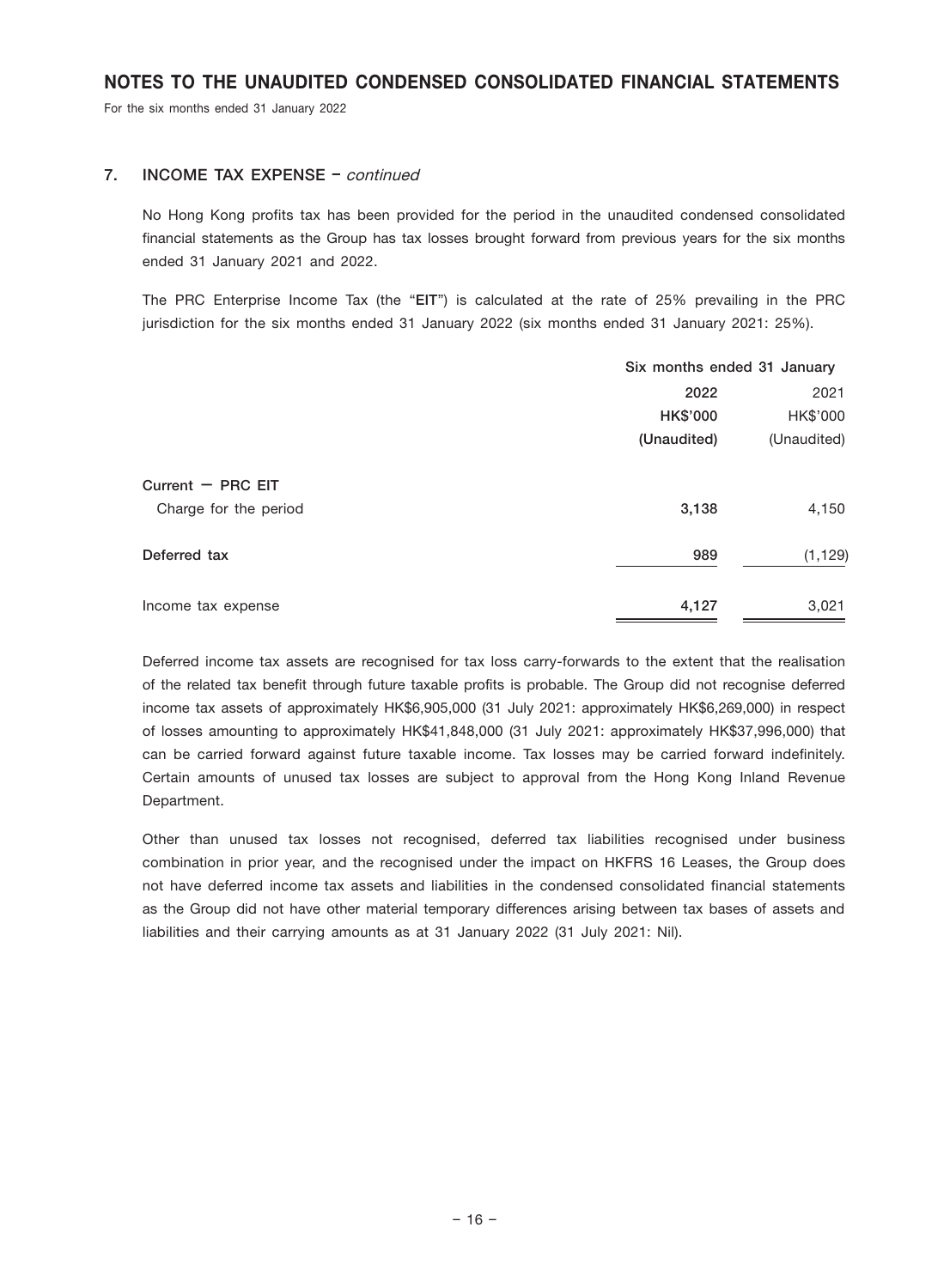## 7. INCOME TAX EXPENSE – *continued*

No Hong Kong profits tax has been provided for the period in the unaudited condensed consolidated financial statements as the Group has tax losses brought forward from previous years for the six months ended 31 January 2021 and 2022.

The PRC Enterprise Income Tax (the "**EIT**") is calculated at the rate of 25% prevailing in the PRC jurisdiction for the six months ended 31 January 2022 (six months ended 31 January 2021: 25%).

| | Six months ended 31 January | |
|---|---|---|
| | **2022** | 2021 |
| | **HK$'000** | HK$'000 |
| | **(Unaudited)** | (Unaudited) |
| **Current – PRC EIT** | | |
| Charge for the period | **3,138** | 4,150 |
| **Deferred tax** | **989** | (1,129) |
| Income tax expense | **4,127** | 3,021 |

Deferred income tax assets are recognised for tax loss carry-forwards to the extent that the realisation of the related tax benefit through future taxable profits is probable. The Group did not recognise deferred income tax assets of approximately HK$6,905,000 (31 July 2021: approximately HK$6,269,000) in respect of losses amounting to approximately HK$41,848,000 (31 July 2021: approximately HK$37,996,000) that can be carried forward against future taxable income. Tax losses may be carried forward indefinitely. Certain amounts of unused tax losses are subject to approval from the Hong Kong Inland Revenue Department.

Other than unused tax losses not recognised, deferred tax liabilities recognised under business combination in prior year, and the recognised under the impact on HKFRS 16 Leases, the Group does not have deferred income tax assets and liabilities in the condensed consolidated financial statements as the Group did not have other material temporary differences arising between tax bases of assets and liabilities and their carrying amounts as at 31 January 2022 (31 July 2021: Nil).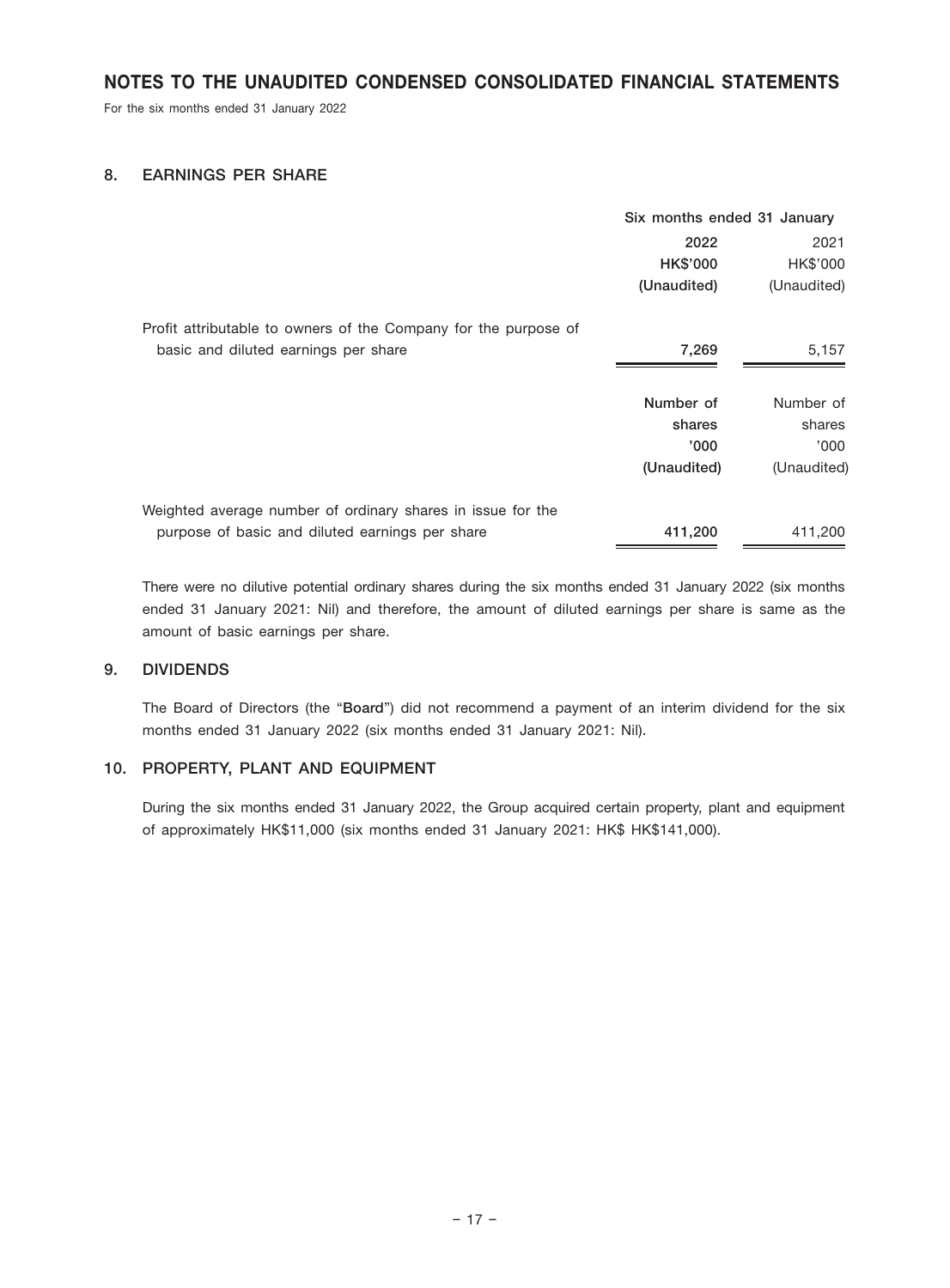# NOTES TO THE UNAUDITED CONDENSED CONSOLIDATED FINANCIAL STATEMENTS

For the six months ended 31 January 2022

## 8. EARNINGS PER SHARE

| | Six months ended 31 January | |
|---|---|---|
| | **2022** | 2021 |
| | **HK$'000** | HK$'000 |
| | **(Unaudited)** | (Unaudited) |
| Profit attributable to owners of the Company for the purpose of basic and diluted earnings per share | **7,269** | 5,157 |

| | | |
|---|---|---|
| | **Number of shares** | Number of shares |
| | **'000** | '000 |
| | **(Unaudited)** | (Unaudited) |
| Weighted average number of ordinary shares in issue for the purpose of basic and diluted earnings per share | **411,200** | 411,200 |

There were no dilutive potential ordinary shares during the six months ended 31 January 2022 (six months ended 31 January 2021: Nil) and therefore, the amount of diluted earnings per share is same as the amount of basic earnings per share.

## 9. DIVIDENDS

The Board of Directors (the "**Board**") did not recommend a payment of an interim dividend for the six months ended 31 January 2022 (six months ended 31 January 2021: Nil).

## 10. PROPERTY, PLANT AND EQUIPMENT

During the six months ended 31 January 2022, the Group acquired certain property, plant and equipment of approximately HK$11,000 (six months ended 31 January 2021: HK$ HK$141,000).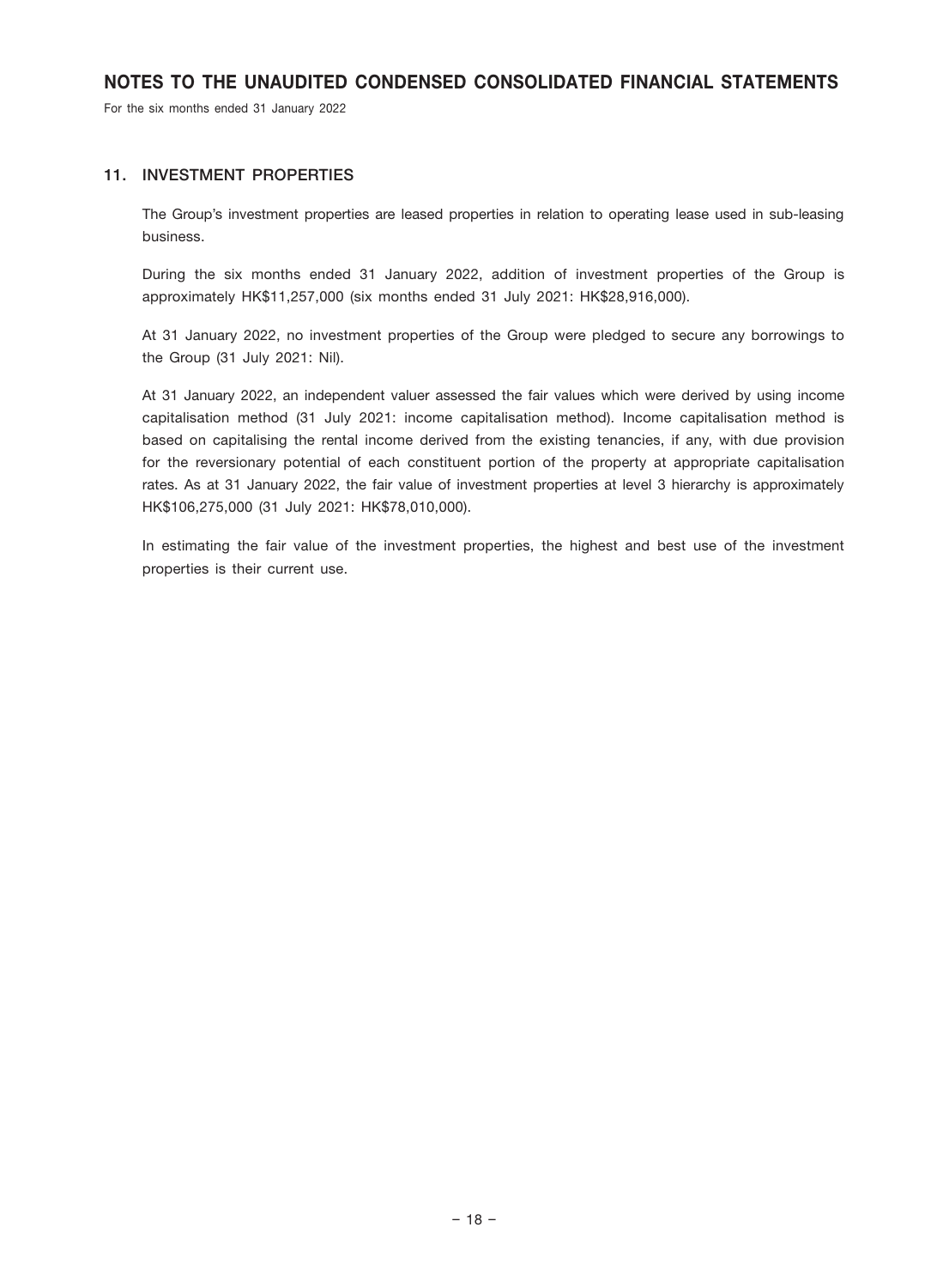## 11. INVESTMENT PROPERTIES

The Group's investment properties are leased properties in relation to operating lease used in sub-leasing business.

During the six months ended 31 January 2022, addition of investment properties of the Group is approximately HK$11,257,000 (six months ended 31 July 2021: HK$28,916,000).

At 31 January 2022, no investment properties of the Group were pledged to secure any borrowings to the Group (31 July 2021: Nil).

At 31 January 2022, an independent valuer assessed the fair values which were derived by using income capitalisation method (31 July 2021: income capitalisation method). Income capitalisation method is based on capitalising the rental income derived from the existing tenancies, if any, with due provision for the reversionary potential of each constituent portion of the property at appropriate capitalisation rates. As at 31 January 2022, the fair value of investment properties at level 3 hierarchy is approximately HK$106,275,000 (31 July 2021: HK$78,010,000).

In estimating the fair value of the investment properties, the highest and best use of the investment properties is their current use.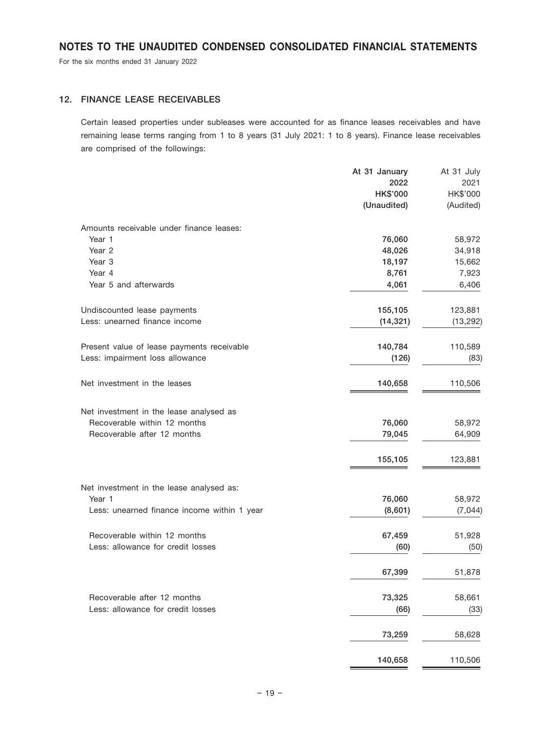## 12. FINANCE LEASE RECEIVABLES

Certain leased properties under subleases were accounted for as finance leases receivables and have remaining lease terms ranging from 1 to 8 years (31 July 2021: 1 to 8 years). Finance lease receivables are comprised of the followings:

| | At 31 January 2022 HK$'000 (Unaudited) | At 31 July 2021 HK$'000 (Audited) |
|---|---|---|
| Amounts receivable under finance leases: | | |
| Year 1 | **76,060** | 58,972 |
| Year 2 | **48,026** | 34,918 |
| Year 3 | **18,197** | 15,662 |
| Year 4 | **8,761** | 7,923 |
| Year 5 and afterwards | **4,061** | 6,406 |
| Undiscounted lease payments | **155,105** | 123,881 |
| Less: unearned finance income | **(14,321)** | (13,292) |
| Present value of lease payments receivable | **140,784** | 110,589 |
| Less: impairment loss allowance | **(126)** | (83) |
| Net investment in the leases | **140,658** | 110,506 |
| Net investment in the lease analysed as | | |
| Recoverable within 12 months | **76,060** | 58,972 |
| Recoverable after 12 months | **79,045** | 64,909 |
| | **155,105** | 123,881 |
| Net investment in the lease analysed as: | | |
| Year 1 | **76,060** | 58,972 |
| Less: unearned finance income within 1 year | **(8,601)** | (7,044) |
| Recoverable within 12 months | **67,459** | 51,928 |
| Less: allowance for credit losses | **(60)** | (50) |
| | **67,399** | 51,878 |
| Recoverable after 12 months | **73,325** | 58,661 |
| Less: allowance for credit losses | **(66)** | (33) |
| | **73,259** | 58,628 |
| | **140,658** | 110,506 |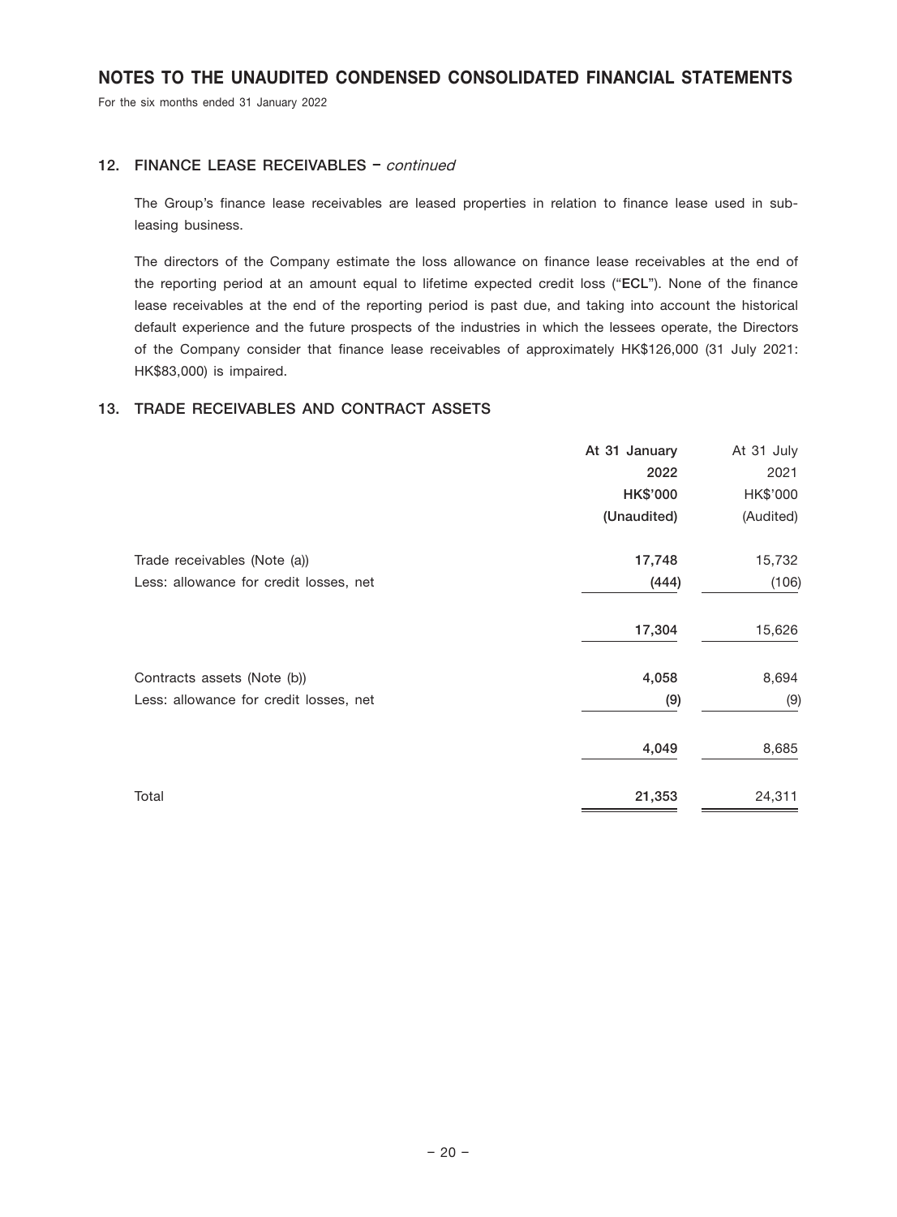# NOTES TO THE UNAUDITED CONDENSED CONSOLIDATED FINANCIAL STATEMENTS

For the six months ended 31 January 2022

## 12. FINANCE LEASE RECEIVABLES – *continued*

The Group's finance lease receivables are leased properties in relation to finance lease used in sub-leasing business.

The directors of the Company estimate the loss allowance on finance lease receivables at the end of the reporting period at an amount equal to lifetime expected credit loss ("**ECL**"). None of the finance lease receivables at the end of the reporting period is past due, and taking into account the historical default experience and the future prospects of the industries in which the lessees operate, the Directors of the Company consider that finance lease receivables of approximately HK$126,000 (31 July 2021: HK$83,000) is impaired.

## 13. TRADE RECEIVABLES AND CONTRACT ASSETS

| | **At 31 January 2022** | At 31 July 2021 |
|---|---|---|
| | **HK$'000** | HK$'000 |
| | **(Unaudited)** | (Audited) |
| Trade receivables (Note (a)) | **17,748** | 15,732 |
| Less: allowance for credit losses, net | **(444)** | (106) |
| | **17,304** | 15,626 |
| Contracts assets (Note (b)) | **4,058** | 8,694 |
| Less: allowance for credit losses, net | **(9)** | (9) |
| | **4,049** | 8,685 |
| Total | **21,353** | 24,311 |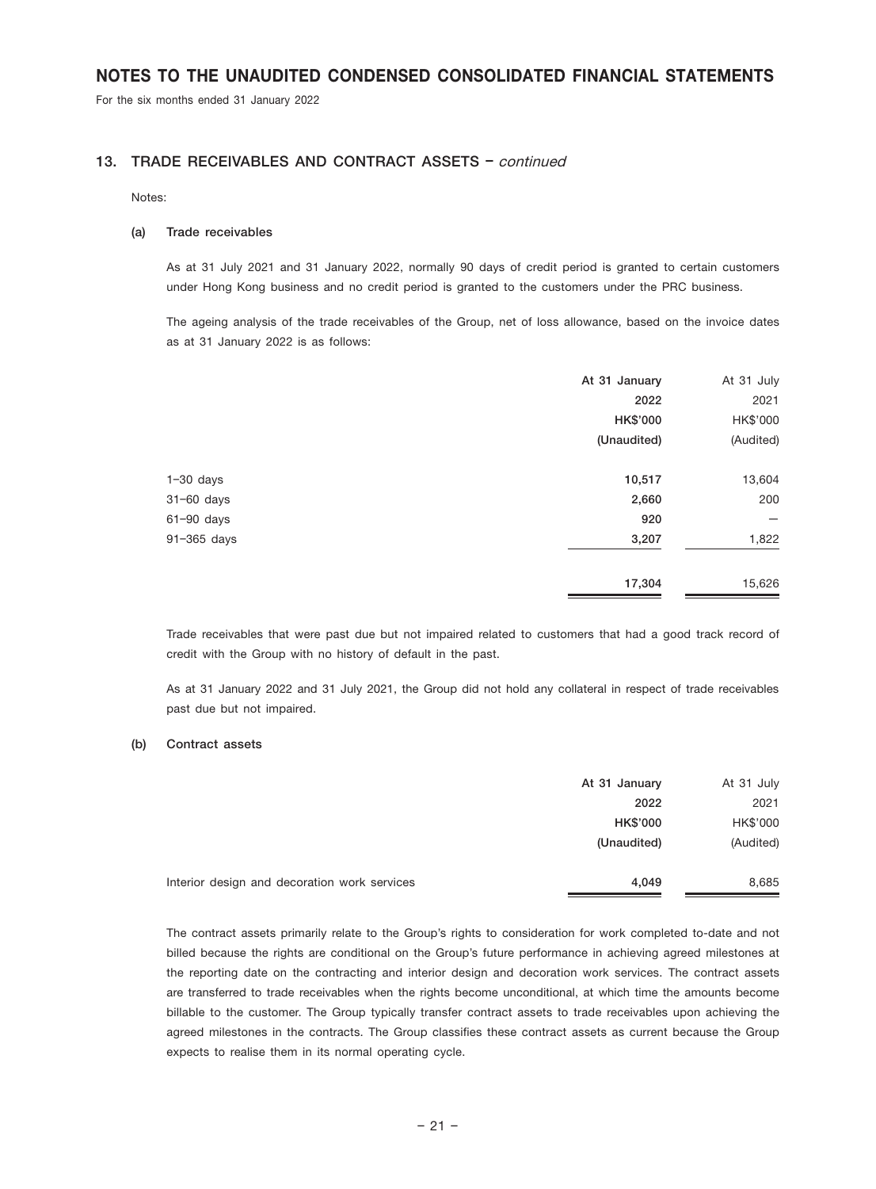## 13. TRADE RECEIVABLES AND CONTRACT ASSETS – *continued*

Notes:

### (a) Trade receivables

As at 31 July 2021 and 31 January 2022, normally 90 days of credit period is granted to certain customers under Hong Kong business and no credit period is granted to the customers under the PRC business.

The ageing analysis of the trade receivables of the Group, net of loss allowance, based on the invoice dates as at 31 January 2022 is as follows:

| | At 31 January 2022 HK$'000 (Unaudited) | At 31 July 2021 HK$'000 (Audited) |
|---|---|---|
| 1–30 days | 10,517 | 13,604 |
| 31–60 days | 2,660 | 200 |
| 61–90 days | 920 | – |
| 91–365 days | 3,207 | 1,822 |
| | 17,304 | 15,626 |

Trade receivables that were past due but not impaired related to customers that had a good track record of credit with the Group with no history of default in the past.

As at 31 January 2022 and 31 July 2021, the Group did not hold any collateral in respect of trade receivables past due but not impaired.

### (b) Contract assets

| | At 31 January 2022 HK$'000 (Unaudited) | At 31 July 2021 HK$'000 (Audited) |
|---|---|---|
| Interior design and decoration work services | 4,049 | 8,685 |

The contract assets primarily relate to the Group's rights to consideration for work completed to-date and not billed because the rights are conditional on the Group's future performance in achieving agreed milestones at the reporting date on the contracting and interior design and decoration work services. The contract assets are transferred to trade receivables when the rights become unconditional, at which time the amounts become billable to the customer. The Group typically transfer contract assets to trade receivables upon achieving the agreed milestones in the contracts. The Group classifies these contract assets as current because the Group expects to realise them in its normal operating cycle.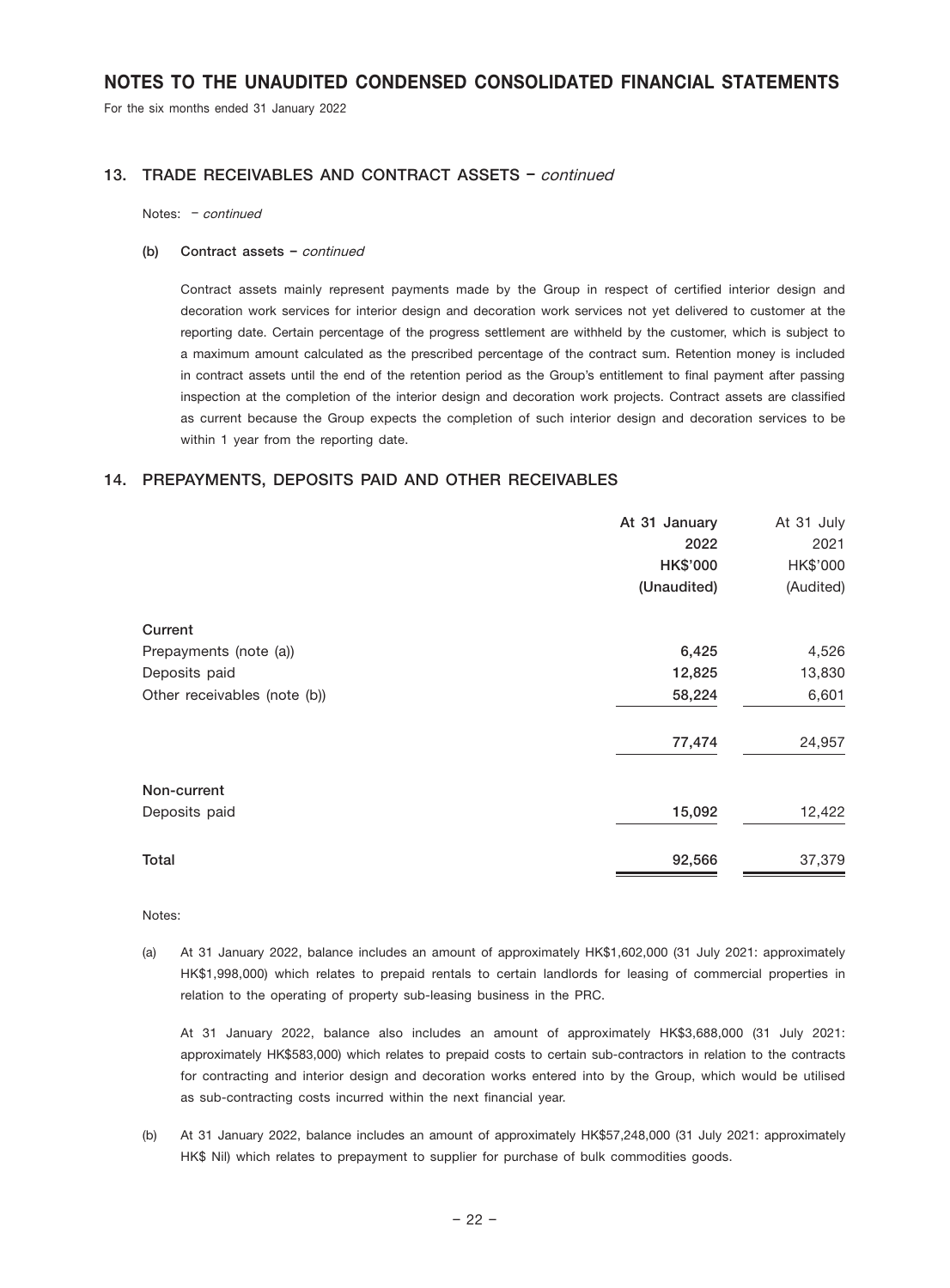# NOTES TO THE UNAUDITED CONDENSED CONSOLIDATED FINANCIAL STATEMENTS

For the six months ended 31 January 2022

## 13. TRADE RECEIVABLES AND CONTRACT ASSETS – *continued*

Notes: – *continued*

**(b) Contract assets –** *continued*

Contract assets mainly represent payments made by the Group in respect of certified interior design and decoration work services for interior design and decoration work services not yet delivered to customer at the reporting date. Certain percentage of the progress settlement are withheld by the customer, which is subject to a maximum amount calculated as the prescribed percentage of the contract sum. Retention money is included in contract assets until the end of the retention period as the Group's entitlement to final payment after passing inspection at the completion of the interior design and decoration work projects. Contract assets are classified as current because the Group expects the completion of such interior design and decoration services to be within 1 year from the reporting date.

## 14. PREPAYMENTS, DEPOSITS PAID AND OTHER RECEIVABLES

| | **At 31 January 2022 HK$'000 (Unaudited)** | At 31 July 2021 HK$'000 (Audited) |
|---|---|---|
| **Current** | | |
| Prepayments (note (a)) | **6,425** | 4,526 |
| Deposits paid | **12,825** | 13,830 |
| Other receivables (note (b)) | **58,224** | 6,601 |
| | **77,474** | 24,957 |
| **Non-current** | | |
| Deposits paid | **15,092** | 12,422 |
| **Total** | **92,566** | 37,379 |

Notes:

(a) At 31 January 2022, balance includes an amount of approximately HK$1,602,000 (31 July 2021: approximately HK$1,998,000) which relates to prepaid rentals to certain landlords for leasing of commercial properties in relation to the operating of property sub-leasing business in the PRC.

At 31 January 2022, balance also includes an amount of approximately HK$3,688,000 (31 July 2021: approximately HK$583,000) which relates to prepaid costs to certain sub-contractors in relation to the contracts for contracting and interior design and decoration works entered into by the Group, which would be utilised as sub-contracting costs incurred within the next financial year.

(b) At 31 January 2022, balance includes an amount of approximately HK$57,248,000 (31 July 2021: approximately HK$ Nil) which relates to prepayment to supplier for purchase of bulk commodities goods.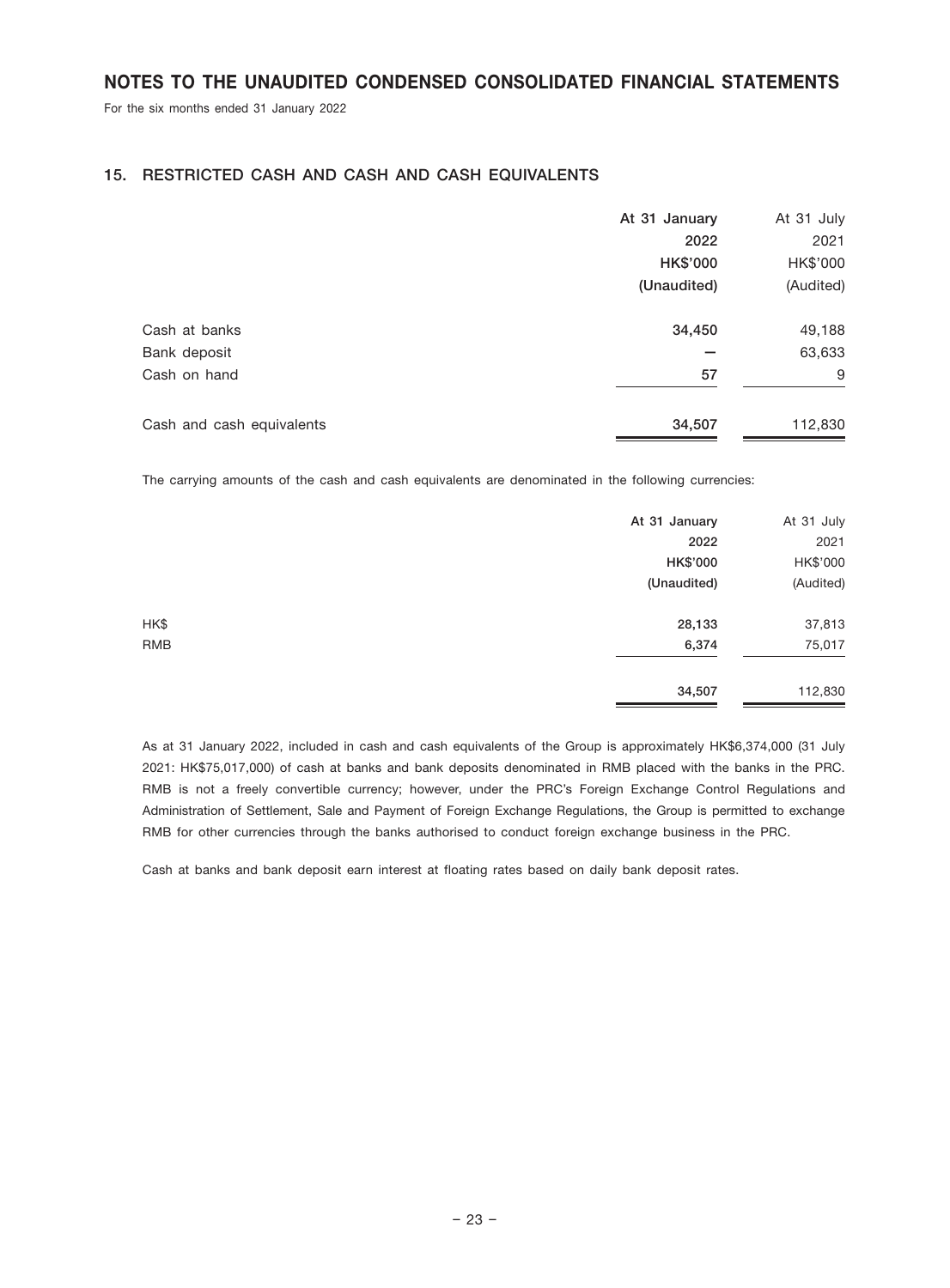# NOTES TO THE UNAUDITED CONDENSED CONSOLIDATED FINANCIAL STATEMENTS

For the six months ended 31 January 2022

## 15. RESTRICTED CASH AND CASH AND CASH EQUIVALENTS

| | At 31 January 2022 HK$'000 (Unaudited) | At 31 July 2021 HK$'000 (Audited) |
|---|---|---|
| Cash at banks | **34,450** | 49,188 |
| Bank deposit | **–** | 63,633 |
| Cash on hand | **57** | 9 |
| Cash and cash equivalents | **34,507** | 112,830 |

The carrying amounts of the cash and cash equivalents are denominated in the following currencies:

| | At 31 January 2022 HK$'000 (Unaudited) | At 31 July 2021 HK$'000 (Audited) |
|---|---|---|
| HK$ | **28,133** | 37,813 |
| RMB | **6,374** | 75,017 |
| | **34,507** | 112,830 |

As at 31 January 2022, included in cash and cash equivalents of the Group is approximately HK$6,374,000 (31 July 2021: HK$75,017,000) of cash at banks and bank deposits denominated in RMB placed with the banks in the PRC. RMB is not a freely convertible currency; however, under the PRC's Foreign Exchange Control Regulations and Administration of Settlement, Sale and Payment of Foreign Exchange Regulations, the Group is permitted to exchange RMB for other currencies through the banks authorised to conduct foreign exchange business in the PRC.

Cash at banks and bank deposit earn interest at floating rates based on daily bank deposit rates.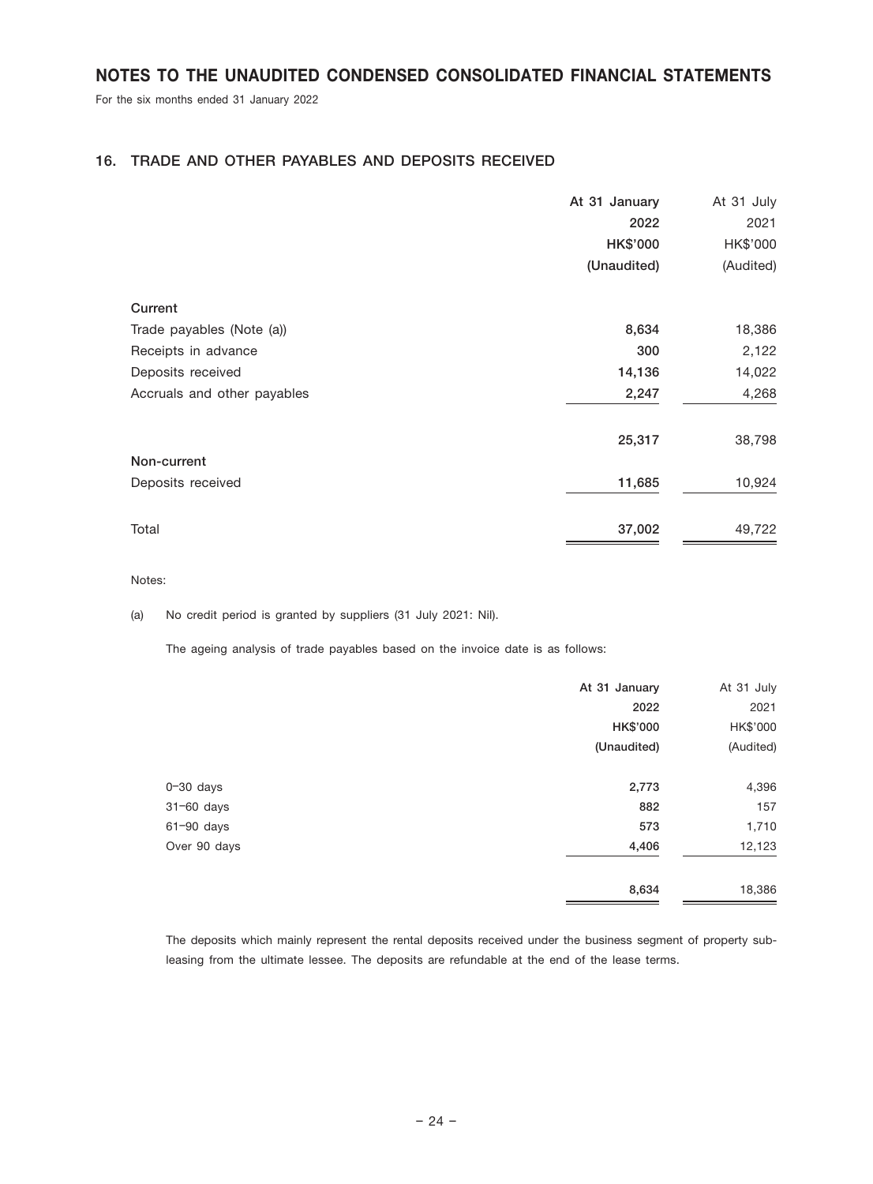# NOTES TO THE UNAUDITED CONDENSED CONSOLIDATED FINANCIAL STATEMENTS

For the six months ended 31 January 2022

## 16. TRADE AND OTHER PAYABLES AND DEPOSITS RECEIVED

| | At 31 January 2022 HK$'000 (Unaudited) | At 31 July 2021 HK$'000 (Audited) |
|---|---|---|
| **Current** | | |
| Trade payables (Note (a)) | **8,634** | 18,386 |
| Receipts in advance | **300** | 2,122 |
| Deposits received | **14,136** | 14,022 |
| Accruals and other payables | **2,247** | 4,268 |
| | **25,317** | 38,798 |
| **Non-current** | | |
| Deposits received | **11,685** | 10,924 |
| Total | **37,002** | 49,722 |

Notes:

(a) No credit period is granted by suppliers (31 July 2021: Nil).

The ageing analysis of trade payables based on the invoice date is as follows:

| | At 31 January 2022 HK$'000 (Unaudited) | At 31 July 2021 HK$'000 (Audited) |
|---|---|---|
| 0–30 days | **2,773** | 4,396 |
| 31–60 days | **882** | 157 |
| 61–90 days | **573** | 1,710 |
| Over 90 days | **4,406** | 12,123 |
| | **8,634** | 18,386 |

The deposits which mainly represent the rental deposits received under the business segment of property sub-leasing from the ultimate lessee. The deposits are refundable at the end of the lease terms.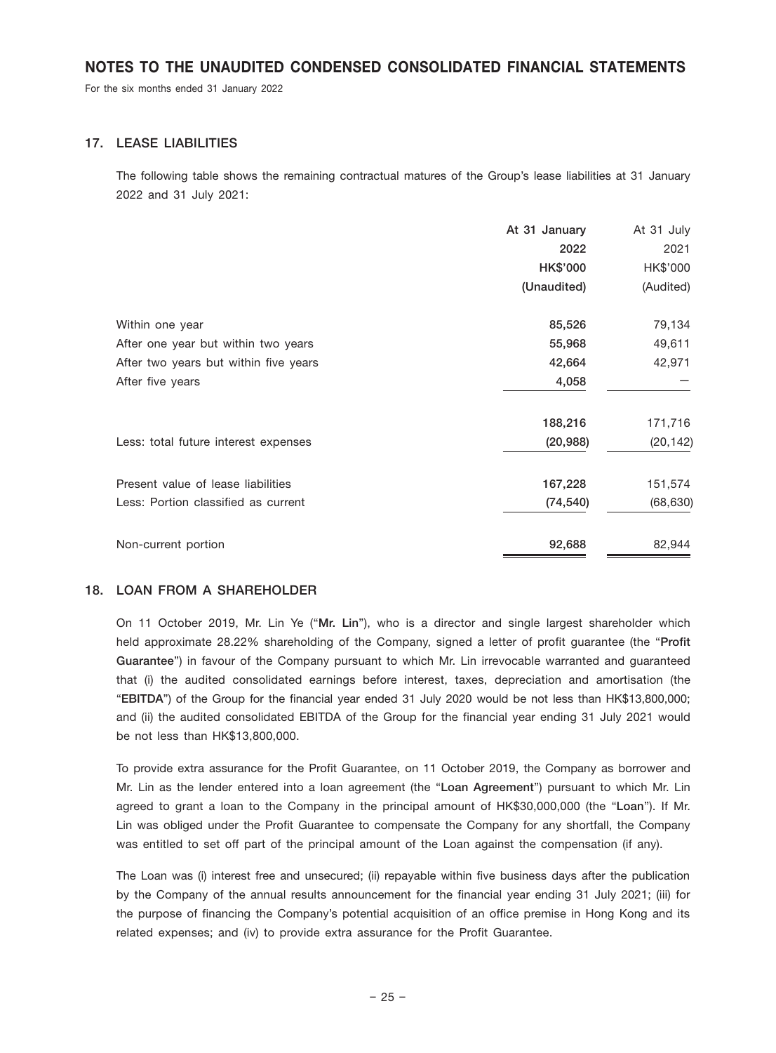# NOTES TO THE UNAUDITED CONDENSED CONSOLIDATED FINANCIAL STATEMENTS

For the six months ended 31 January 2022

## 17. LEASE LIABILITIES

The following table shows the remaining contractual matures of the Group's lease liabilities at 31 January 2022 and 31 July 2021:

| | At 31 January 2022 HK$'000 (Unaudited) | At 31 July 2021 HK$'000 (Audited) |
|---|---|---|
| Within one year | 85,526 | 79,134 |
| After one year but within two years | 55,968 | 49,611 |
| After two years but within five years | 42,664 | 42,971 |
| After five years | 4,058 | — |
| | 188,216 | 171,716 |
| Less: total future interest expenses | (20,988) | (20,142) |
| Present value of lease liabilities | 167,228 | 151,574 |
| Less: Portion classified as current | (74,540) | (68,630) |
| Non-current portion | 92,688 | 82,944 |

## 18. LOAN FROM A SHAREHOLDER

On 11 October 2019, Mr. Lin Ye ("**Mr. Lin**"), who is a director and single largest shareholder which held approximate 28.22% shareholding of the Company, signed a letter of profit guarantee (the "**Profit Guarantee**") in favour of the Company pursuant to which Mr. Lin irrevocable warranted and guaranteed that (i) the audited consolidated earnings before interest, taxes, depreciation and amortisation (the "**EBITDA**") of the Group for the financial year ended 31 July 2020 would be not less than HK$13,800,000; and (ii) the audited consolidated EBITDA of the Group for the financial year ending 31 July 2021 would be not less than HK$13,800,000.

To provide extra assurance for the Profit Guarantee, on 11 October 2019, the Company as borrower and Mr. Lin as the lender entered into a loan agreement (the "**Loan Agreement**") pursuant to which Mr. Lin agreed to grant a loan to the Company in the principal amount of HK$30,000,000 (the "**Loan**"). If Mr. Lin was obliged under the Profit Guarantee to compensate the Company for any shortfall, the Company was entitled to set off part of the principal amount of the Loan against the compensation (if any).

The Loan was (i) interest free and unsecured; (ii) repayable within five business days after the publication by the Company of the annual results announcement for the financial year ending 31 July 2021; (iii) for the purpose of financing the Company's potential acquisition of an office premise in Hong Kong and its related expenses; and (iv) to provide extra assurance for the Profit Guarantee.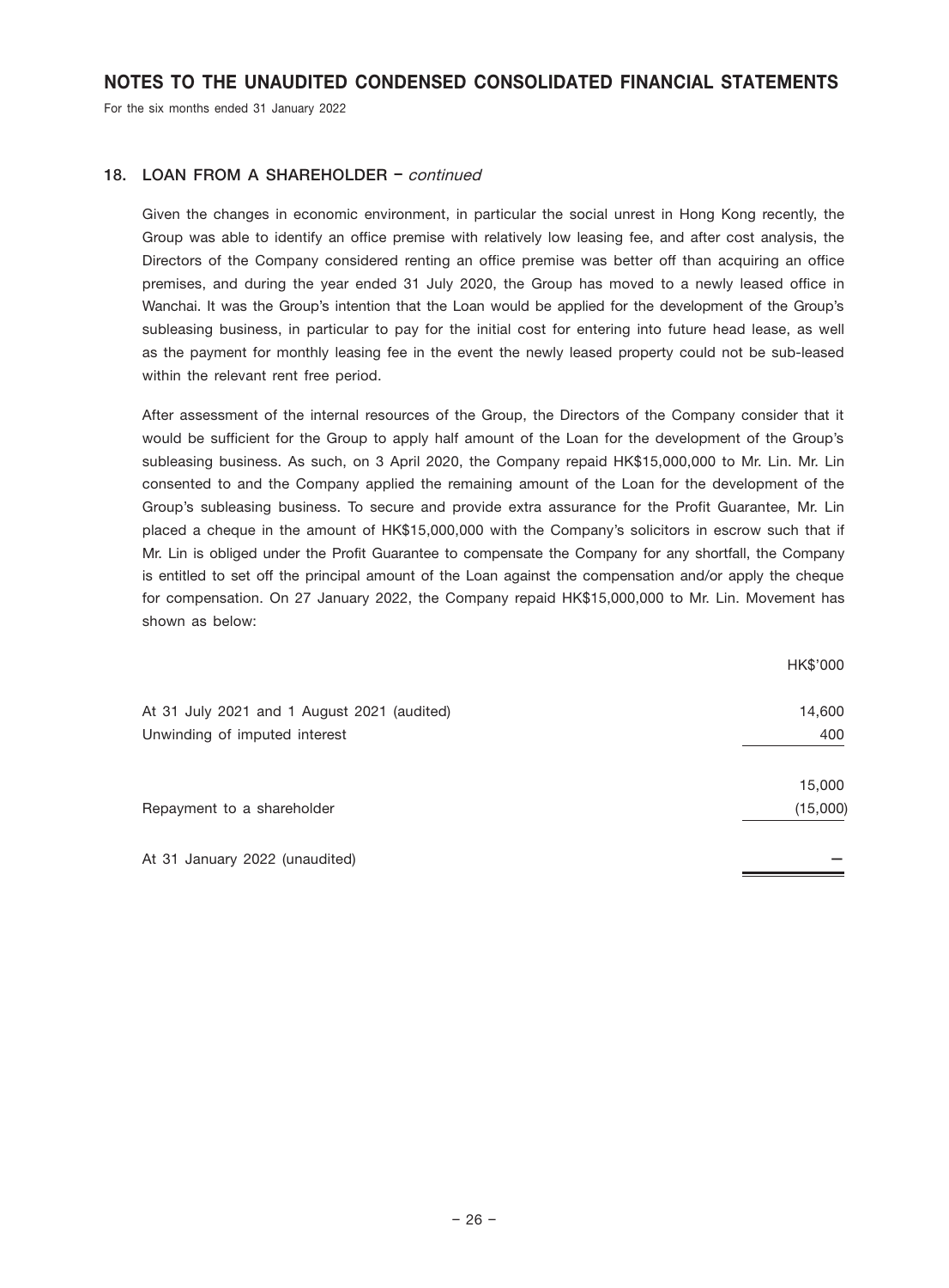### 18. LOAN FROM A SHAREHOLDER – *continued*

Given the changes in economic environment, in particular the social unrest in Hong Kong recently, the Group was able to identify an office premise with relatively low leasing fee, and after cost analysis, the Directors of the Company considered renting an office premise was better off than acquiring an office premises, and during the year ended 31 July 2020, the Group has moved to a newly leased office in Wanchai. It was the Group's intention that the Loan would be applied for the development of the Group's subleasing business, in particular to pay for the initial cost for entering into future head lease, as well as the payment for monthly leasing fee in the event the newly leased property could not be sub-leased within the relevant rent free period.

After assessment of the internal resources of the Group, the Directors of the Company consider that it would be sufficient for the Group to apply half amount of the Loan for the development of the Group's subleasing business. As such, on 3 April 2020, the Company repaid HK$15,000,000 to Mr. Lin. Mr. Lin consented to and the Company applied the remaining amount of the Loan for the development of the Group's subleasing business. To secure and provide extra assurance for the Profit Guarantee, Mr. Lin placed a cheque in the amount of HK$15,000,000 with the Company's solicitors in escrow such that if Mr. Lin is obliged under the Profit Guarantee to compensate the Company for any shortfall, the Company is entitled to set off the principal amount of the Loan against the compensation and/or apply the cheque for compensation. On 27 January 2022, the Company repaid HK$15,000,000 to Mr. Lin. Movement has shown as below:

| | HK$'000 |
|---|---|
| At 31 July 2021 and 1 August 2021 (audited) | 14,600 |
| Unwinding of imputed interest | 400 |
| | 15,000 |
| Repayment to a shareholder | (15,000) |
| At 31 January 2022 (unaudited) | – |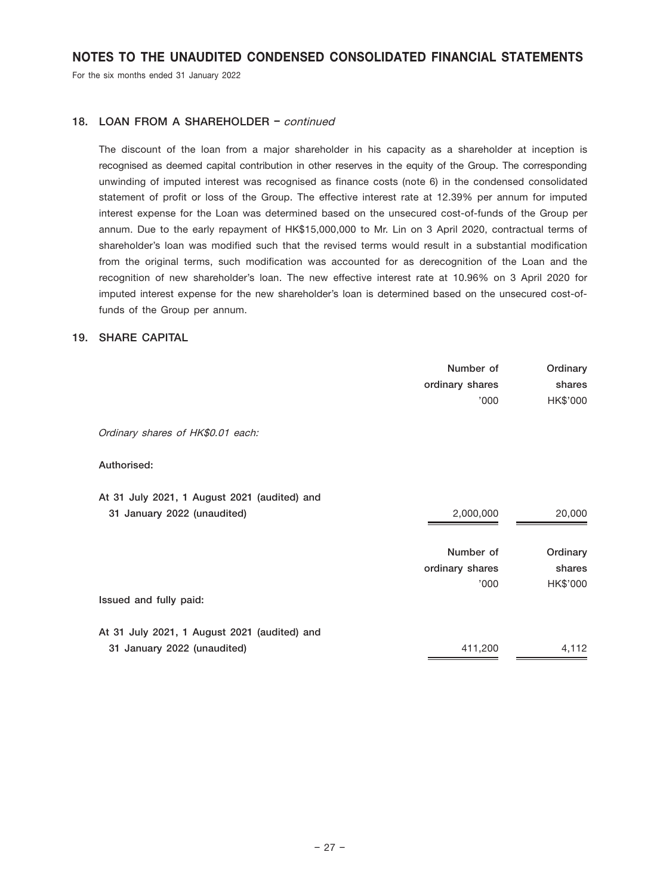# NOTES TO THE UNAUDITED CONDENSED CONSOLIDATED FINANCIAL STATEMENTS

For the six months ended 31 January 2022

## 18. LOAN FROM A SHAREHOLDER – *continued*

The discount of the loan from a major shareholder in his capacity as a shareholder at inception is recognised as deemed capital contribution in other reserves in the equity of the Group. The corresponding unwinding of imputed interest was recognised as finance costs (note 6) in the condensed consolidated statement of profit or loss of the Group. The effective interest rate at 12.39% per annum for imputed interest expense for the Loan was determined based on the unsecured cost-of-funds of the Group per annum. Due to the early repayment of HK$15,000,000 to Mr. Lin on 3 April 2020, contractual terms of shareholder's loan was modified such that the revised terms would result in a substantial modification from the original terms, such modification was accounted for as derecognition of the Loan and the recognition of new shareholder's loan. The new effective interest rate at 10.96% on 3 April 2020 for imputed interest expense for the new shareholder's loan is determined based on the unsecured cost-of-funds of the Group per annum.

## 19. SHARE CAPITAL

| | Number of ordinary shares '000 | Ordinary shares HK$'000 |
|---|---|---|
| *Ordinary shares of HK$0.01 each:* | | |
| **Authorised:** | | |
| **At 31 July 2021, 1 August 2021 (audited) and 31 January 2022 (unaudited)** | 2,000,000 | 20,000 |

| | Number of ordinary shares '000 | Ordinary shares HK$'000 |
|---|---|---|
| **Issued and fully paid:** | | |
| **At 31 July 2021, 1 August 2021 (audited) and 31 January 2022 (unaudited)** | 411,200 | 4,112 |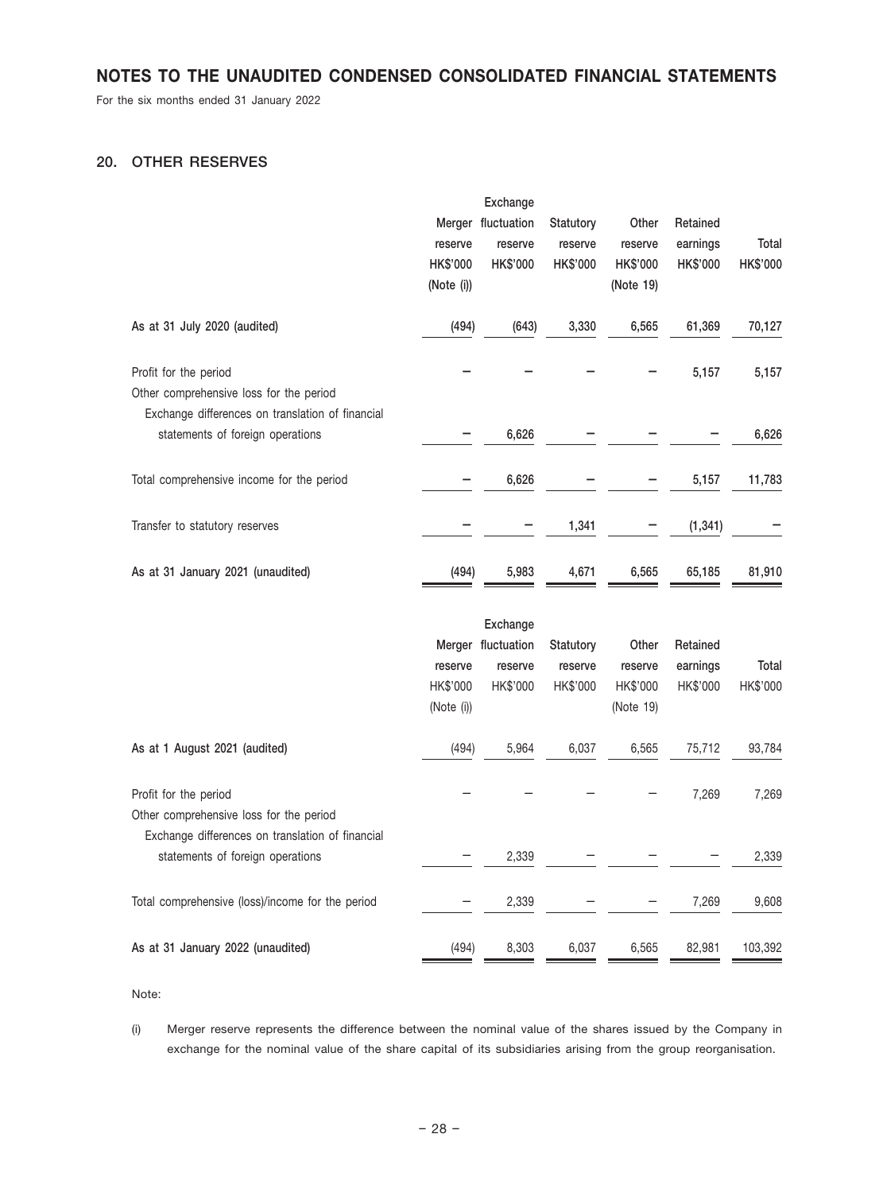# NOTES TO THE UNAUDITED CONDENSED CONSOLIDATED FINANCIAL STATEMENTS

For the six months ended 31 January 2022

## 20. OTHER RESERVES

| | Merger reserve HK$'000 (Note (i)) | Exchange fluctuation reserve HK$'000 | Statutory reserve HK$'000 | Other reserve HK$'000 (Note 19) | Retained earnings HK$'000 | Total HK$'000 |
|---|---|---|---|---|---|---|
| **As at 31 July 2020 (audited)** | (494) | (643) | 3,330 | 6,565 | 61,369 | 70,127 |
| Profit for the period | – | – | – | – | 5,157 | 5,157 |
| Other comprehensive loss for the period | | | | | | |
| Exchange differences on translation of financial statements of foreign operations | – | 6,626 | – | – | – | 6,626 |
| Total comprehensive income for the period | – | 6,626 | – | – | 5,157 | 11,783 |
| Transfer to statutory reserves | – | – | 1,341 | – | (1,341) | – |
| **As at 31 January 2021 (unaudited)** | (494) | 5,983 | 4,671 | 6,565 | 65,185 | 81,910 |

| | Merger reserve HK$'000 (Note (i)) | Exchange fluctuation reserve HK$'000 | Statutory reserve HK$'000 | Other reserve HK$'000 (Note 19) | Retained earnings HK$'000 | Total HK$'000 |
|---|---|---|---|---|---|---|
| **As at 1 August 2021 (audited)** | (494) | 5,964 | 6,037 | 6,565 | 75,712 | 93,784 |
| Profit for the period | – | – | – | – | 7,269 | 7,269 |
| Other comprehensive loss for the period | | | | | | |
| Exchange differences on translation of financial statements of foreign operations | – | 2,339 | – | – | – | 2,339 |
| Total comprehensive (loss)/income for the period | – | 2,339 | – | – | 7,269 | 9,608 |
| **As at 31 January 2022 (unaudited)** | (494) | 8,303 | 6,037 | 6,565 | 82,981 | 103,392 |

Note:

(i) Merger reserve represents the difference between the nominal value of the shares issued by the Company in exchange for the nominal value of the share capital of its subsidiaries arising from the group reorganisation.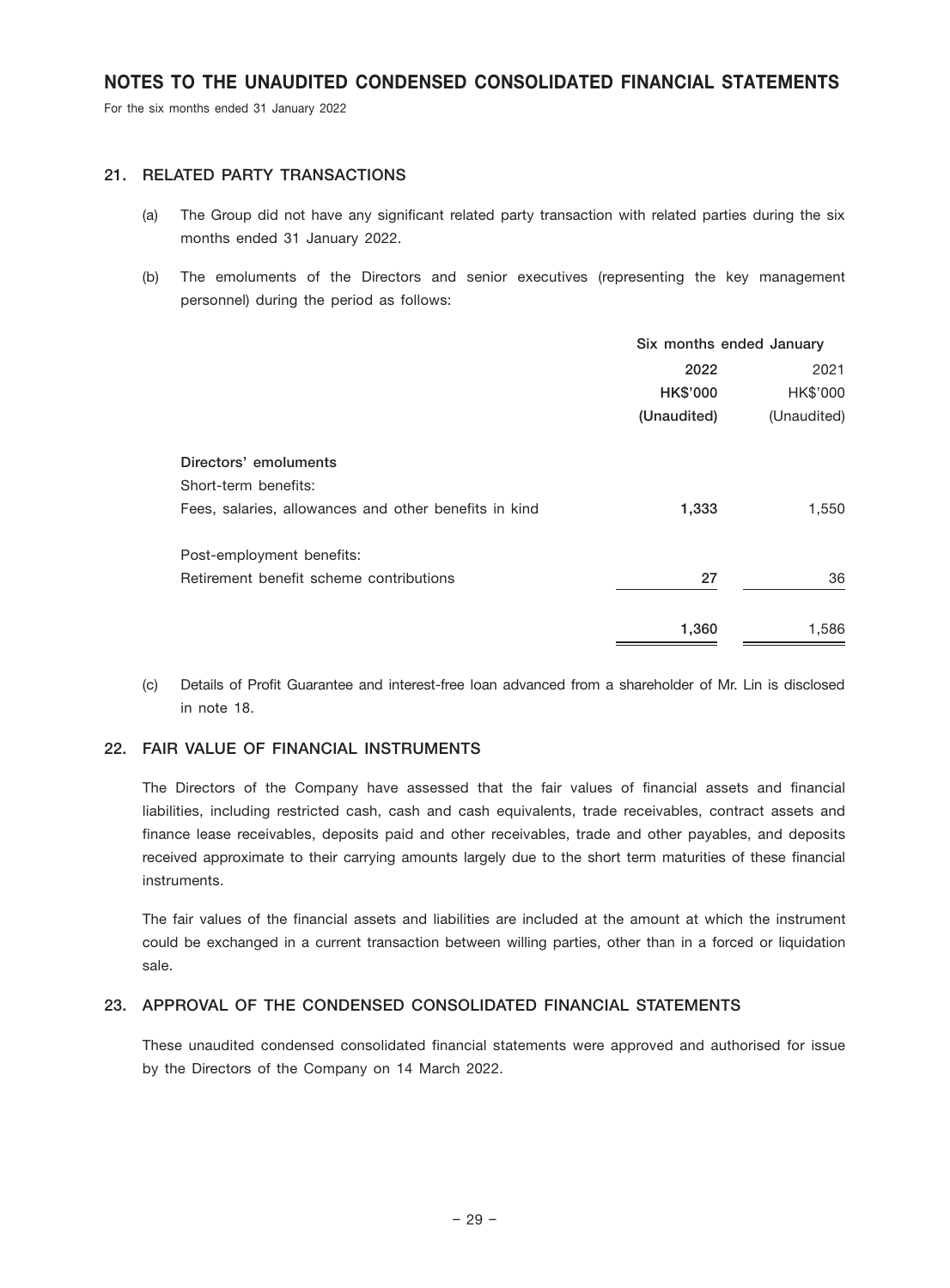# NOTES TO THE UNAUDITED CONDENSED CONSOLIDATED FINANCIAL STATEMENTS

For the six months ended 31 January 2022

## 21. RELATED PARTY TRANSACTIONS

(a) The Group did not have any significant related party transaction with related parties during the six months ended 31 January 2022.

(b) The emoluments of the Directors and senior executives (representing the key management personnel) during the period as follows:

| | Six months ended January | |
|---|---|---|
| | **2022** | 2021 |
| | **HK$'000** | HK$'000 |
| | **(Unaudited)** | (Unaudited) |
| **Directors' emoluments** | | |
| Short-term benefits: | | |
| Fees, salaries, allowances and other benefits in kind | **1,333** | 1,550 |
| Post-employment benefits: | | |
| Retirement benefit scheme contributions | **27** | 36 |
| | **1,360** | 1,586 |

(c) Details of Profit Guarantee and interest-free loan advanced from a shareholder of Mr. Lin is disclosed in note 18.

## 22. FAIR VALUE OF FINANCIAL INSTRUMENTS

The Directors of the Company have assessed that the fair values of financial assets and financial liabilities, including restricted cash, cash and cash equivalents, trade receivables, contract assets and finance lease receivables, deposits paid and other receivables, trade and other payables, and deposits received approximate to their carrying amounts largely due to the short term maturities of these financial instruments.

The fair values of the financial assets and liabilities are included at the amount at which the instrument could be exchanged in a current transaction between willing parties, other than in a forced or liquidation sale.

## 23. APPROVAL OF THE CONDENSED CONSOLIDATED FINANCIAL STATEMENTS

These unaudited condensed consolidated financial statements were approved and authorised for issue by the Directors of the Company on 14 March 2022.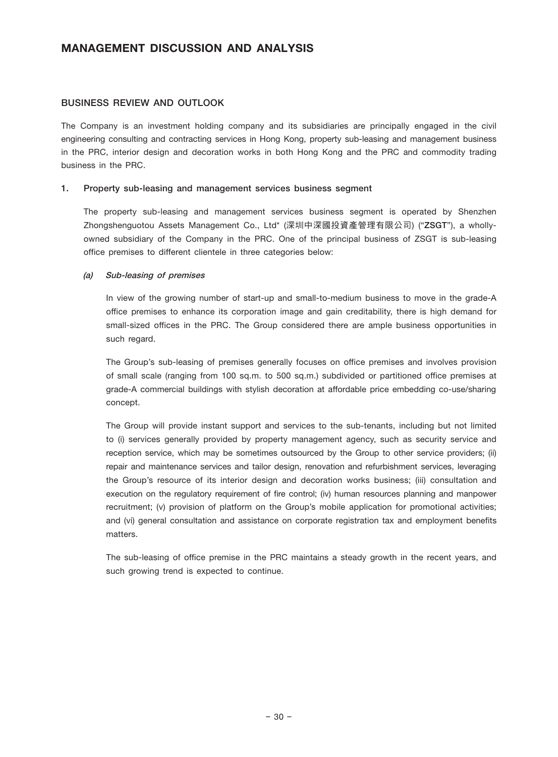# MANAGEMENT DISCUSSION AND ANALYSIS

## BUSINESS REVIEW AND OUTLOOK

The Company is an investment holding company and its subsidiaries are principally engaged in the civil engineering consulting and contracting services in Hong Kong, property sub-leasing and management business in the PRC, interior design and decoration works in both Hong Kong and the PRC and commodity trading business in the PRC.

### 1. Property sub-leasing and management services business segment

The property sub-leasing and management services business segment is operated by Shenzhen Zhongshenguotou Assets Management Co., Ltd* (深圳中深國投資產管理有限公司) ("**ZSGT**"), a wholly-owned subsidiary of the Company in the PRC. One of the principal business of ZSGT is sub-leasing office premises to different clientele in three categories below:

#### *(a) Sub-leasing of premises*

In view of the growing number of start-up and small-to-medium business to move in the grade-A office premises to enhance its corporation image and gain creditability, there is high demand for small-sized offices in the PRC. The Group considered there are ample business opportunities in such regard.

The Group's sub-leasing of premises generally focuses on office premises and involves provision of small scale (ranging from 100 sq.m. to 500 sq.m.) subdivided or partitioned office premises at grade-A commercial buildings with stylish decoration at affordable price embedding co-use/sharing concept.

The Group will provide instant support and services to the sub-tenants, including but not limited to (i) services generally provided by property management agency, such as security service and reception service, which may be sometimes outsourced by the Group to other service providers; (ii) repair and maintenance services and tailor design, renovation and refurbishment services, leveraging the Group's resource of its interior design and decoration works business; (iii) consultation and execution on the regulatory requirement of fire control; (iv) human resources planning and manpower recruitment; (v) provision of platform on the Group's mobile application for promotional activities; and (vi) general consultation and assistance on corporate registration tax and employment benefits matters.

The sub-leasing of office premise in the PRC maintains a steady growth in the recent years, and such growing trend is expected to continue.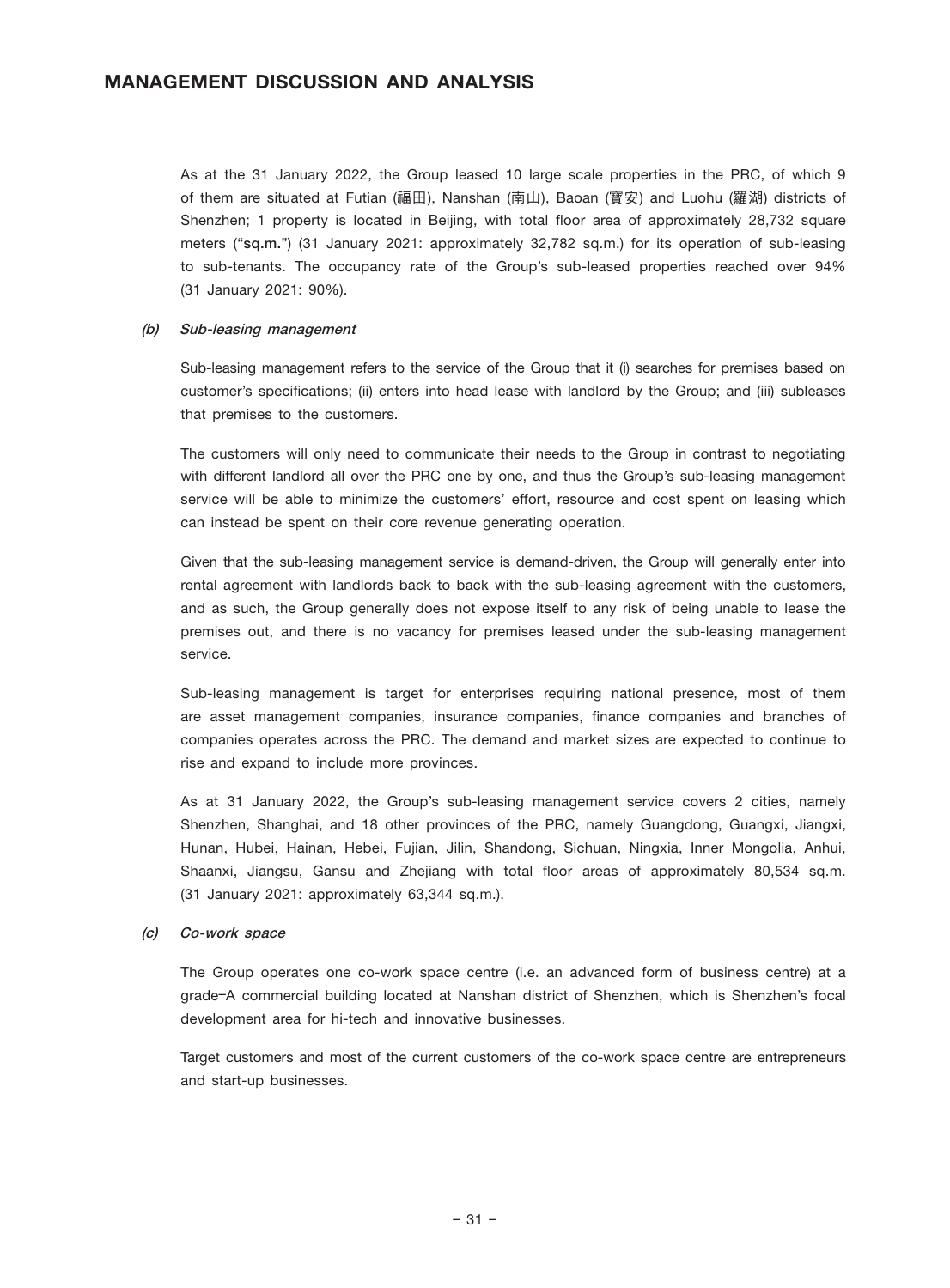As at the 31 January 2022, the Group leased 10 large scale properties in the PRC, of which 9 of them are situated at Futian (福田), Nanshan (南山), Baoan (寶安) and Luohu (羅湖) districts of Shenzhen; 1 property is located in Beijing, with total floor area of approximately 28,732 square meters ("**sq.m.**") (31 January 2021: approximately 32,782 sq.m.) for its operation of sub-leasing to sub-tenants. The occupancy rate of the Group's sub-leased properties reached over 94% (31 January 2021: 90%).

*(b) Sub-leasing management*

Sub-leasing management refers to the service of the Group that it (i) searches for premises based on customer's specifications; (ii) enters into head lease with landlord by the Group; and (iii) subleases that premises to the customers.

The customers will only need to communicate their needs to the Group in contrast to negotiating with different landlord all over the PRC one by one, and thus the Group's sub-leasing management service will be able to minimize the customers' effort, resource and cost spent on leasing which can instead be spent on their core revenue generating operation.

Given that the sub-leasing management service is demand-driven, the Group will generally enter into rental agreement with landlords back to back with the sub-leasing agreement with the customers, and as such, the Group generally does not expose itself to any risk of being unable to lease the premises out, and there is no vacancy for premises leased under the sub-leasing management service.

Sub-leasing management is target for enterprises requiring national presence, most of them are asset management companies, insurance companies, finance companies and branches of companies operates across the PRC. The demand and market sizes are expected to continue to rise and expand to include more provinces.

As at 31 January 2022, the Group's sub-leasing management service covers 2 cities, namely Shenzhen, Shanghai, and 18 other provinces of the PRC, namely Guangdong, Guangxi, Jiangxi, Hunan, Hubei, Hainan, Hebei, Fujian, Jilin, Shandong, Sichuan, Ningxia, Inner Mongolia, Anhui, Shaanxi, Jiangsu, Gansu and Zhejiang with total floor areas of approximately 80,534 sq.m. (31 January 2021: approximately 63,344 sq.m.).

*(c) Co-work space*

The Group operates one co-work space centre (i.e. an advanced form of business centre) at a grade–A commercial building located at Nanshan district of Shenzhen, which is Shenzhen's focal development area for hi-tech and innovative businesses.

Target customers and most of the current customers of the co-work space centre are entrepreneurs and start-up businesses.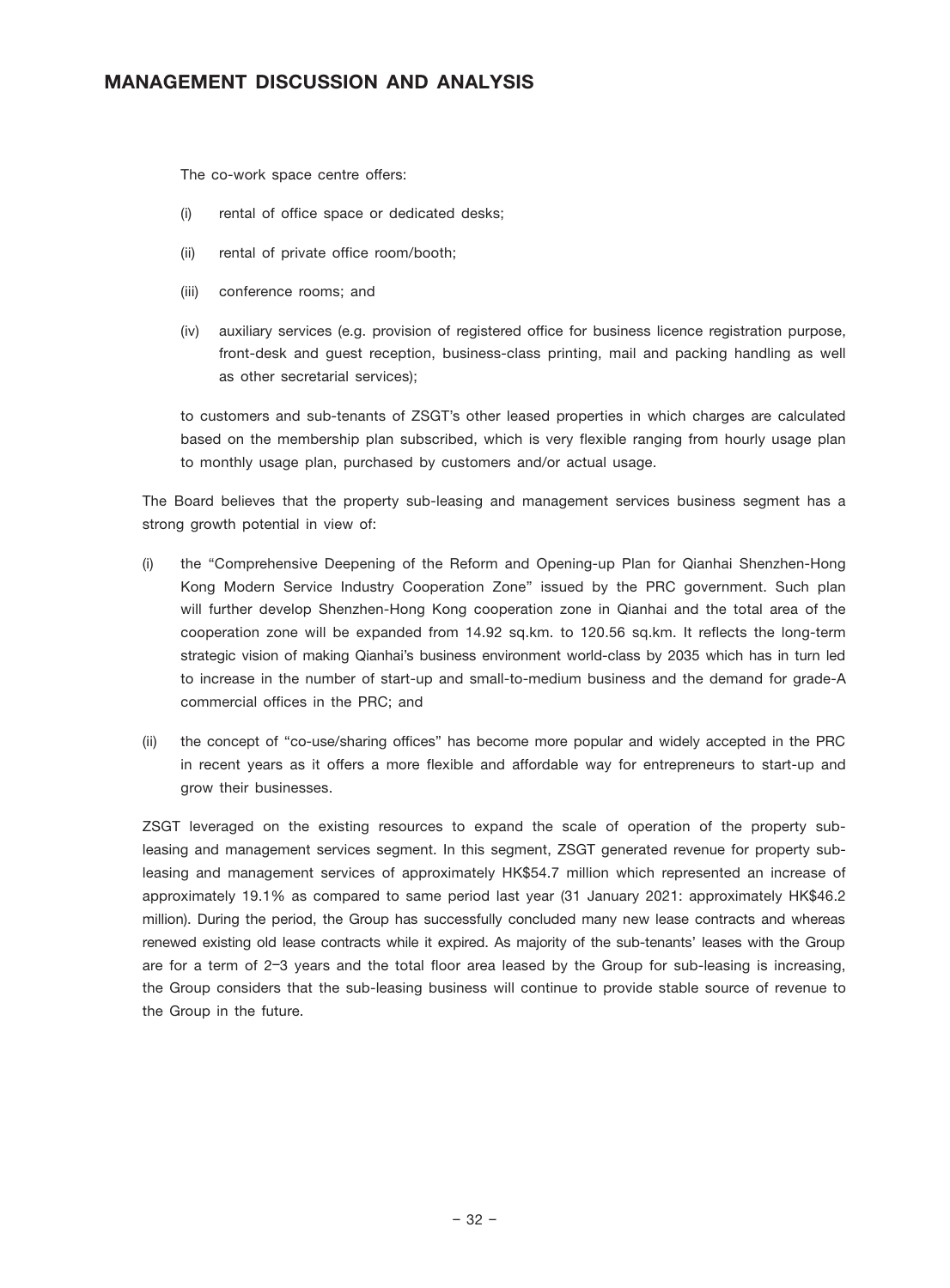# MANAGEMENT DISCUSSION AND ANALYSIS

The co-work space centre offers:

(i) rental of office space or dedicated desks;

(ii) rental of private office room/booth;

(iii) conference rooms; and

(iv) auxiliary services (e.g. provision of registered office for business licence registration purpose, front-desk and guest reception, business-class printing, mail and packing handling as well as other secretarial services);

to customers and sub-tenants of ZSGT's other leased properties in which charges are calculated based on the membership plan subscribed, which is very flexible ranging from hourly usage plan to monthly usage plan, purchased by customers and/or actual usage.

The Board believes that the property sub-leasing and management services business segment has a strong growth potential in view of:

(i) the "Comprehensive Deepening of the Reform and Opening-up Plan for Qianhai Shenzhen-Hong Kong Modern Service Industry Cooperation Zone" issued by the PRC government. Such plan will further develop Shenzhen-Hong Kong cooperation zone in Qianhai and the total area of the cooperation zone will be expanded from 14.92 sq.km. to 120.56 sq.km. It reflects the long-term strategic vision of making Qianhai's business environment world-class by 2035 which has in turn led to increase in the number of start-up and small-to-medium business and the demand for grade-A commercial offices in the PRC; and

(ii) the concept of "co-use/sharing offices" has become more popular and widely accepted in the PRC in recent years as it offers a more flexible and affordable way for entrepreneurs to start-up and grow their businesses.

ZSGT leveraged on the existing resources to expand the scale of operation of the property sub-leasing and management services segment. In this segment, ZSGT generated revenue for property sub-leasing and management services of approximately HK$54.7 million which represented an increase of approximately 19.1% as compared to same period last year (31 January 2021: approximately HK$46.2 million). During the period, the Group has successfully concluded many new lease contracts and whereas renewed existing old lease contracts while it expired. As majority of the sub-tenants' leases with the Group are for a term of 2–3 years and the total floor area leased by the Group for sub-leasing is increasing, the Group considers that the sub-leasing business will continue to provide stable source of revenue to the Group in the future.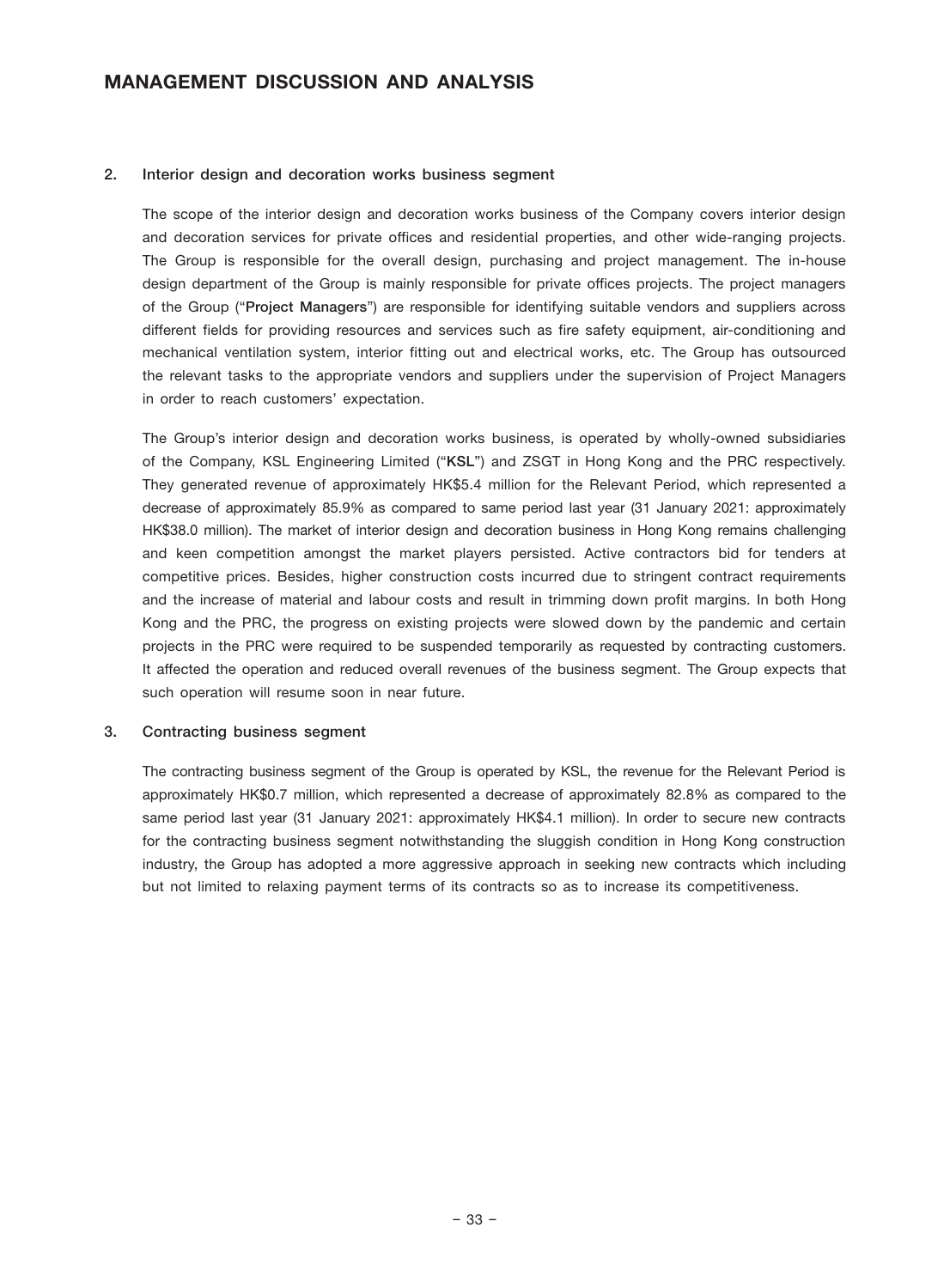# MANAGEMENT DISCUSSION AND ANALYSIS

### 2. Interior design and decoration works business segment

The scope of the interior design and decoration works business of the Company covers interior design and decoration services for private offices and residential properties, and other wide-ranging projects. The Group is responsible for the overall design, purchasing and project management. The in-house design department of the Group is mainly responsible for private offices projects. The project managers of the Group ("**Project Managers**") are responsible for identifying suitable vendors and suppliers across different fields for providing resources and services such as fire safety equipment, air-conditioning and mechanical ventilation system, interior fitting out and electrical works, etc. The Group has outsourced the relevant tasks to the appropriate vendors and suppliers under the supervision of Project Managers in order to reach customers' expectation.

The Group's interior design and decoration works business, is operated by wholly-owned subsidiaries of the Company, KSL Engineering Limited ("**KSL**") and ZSGT in Hong Kong and the PRC respectively. They generated revenue of approximately HK$5.4 million for the Relevant Period, which represented a decrease of approximately 85.9% as compared to same period last year (31 January 2021: approximately HK$38.0 million). The market of interior design and decoration business in Hong Kong remains challenging and keen competition amongst the market players persisted. Active contractors bid for tenders at competitive prices. Besides, higher construction costs incurred due to stringent contract requirements and the increase of material and labour costs and result in trimming down profit margins. In both Hong Kong and the PRC, the progress on existing projects were slowed down by the pandemic and certain projects in the PRC were required to be suspended temporarily as requested by contracting customers. It affected the operation and reduced overall revenues of the business segment. The Group expects that such operation will resume soon in near future.

### 3. Contracting business segment

The contracting business segment of the Group is operated by KSL, the revenue for the Relevant Period is approximately HK$0.7 million, which represented a decrease of approximately 82.8% as compared to the same period last year (31 January 2021: approximately HK$4.1 million). In order to secure new contracts for the contracting business segment notwithstanding the sluggish condition in Hong Kong construction industry, the Group has adopted a more aggressive approach in seeking new contracts which including but not limited to relaxing payment terms of its contracts so as to increase its competitiveness.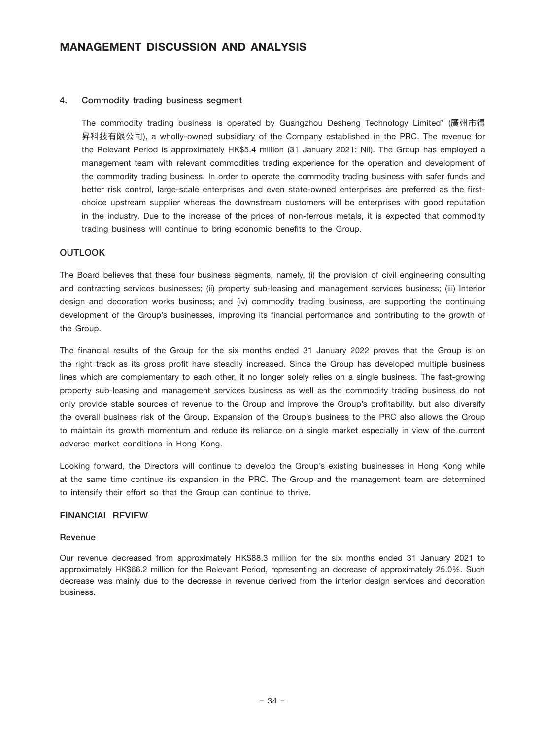#### 4. Commodity trading business segment

The commodity trading business is operated by Guangzhou Desheng Technology Limited* (廣州市得昇科技有限公司), a wholly-owned subsidiary of the Company established in the PRC. The revenue for the Relevant Period is approximately HK$5.4 million (31 January 2021: Nil). The Group has employed a management team with relevant commodities trading experience for the operation and development of the commodity trading business. In order to operate the commodity trading business with safer funds and better risk control, large-scale enterprises and even state-owned enterprises are preferred as the first-choice upstream supplier whereas the downstream customers will be enterprises with good reputation in the industry. Due to the increase of the prices of non-ferrous metals, it is expected that commodity trading business will continue to bring economic benefits to the Group.

## OUTLOOK

The Board believes that these four business segments, namely, (i) the provision of civil engineering consulting and contracting services businesses; (ii) property sub-leasing and management services business; (iii) Interior design and decoration works business; and (iv) commodity trading business, are supporting the continuing development of the Group's businesses, improving its financial performance and contributing to the growth of the Group.

The financial results of the Group for the six months ended 31 January 2022 proves that the Group is on the right track as its gross profit have steadily increased. Since the Group has developed multiple business lines which are complementary to each other, it no longer solely relies on a single business. The fast-growing property sub-leasing and management services business as well as the commodity trading business do not only provide stable sources of revenue to the Group and improve the Group's profitability, but also diversify the overall business risk of the Group. Expansion of the Group's business to the PRC also allows the Group to maintain its growth momentum and reduce its reliance on a single market especially in view of the current adverse market conditions in Hong Kong.

Looking forward, the Directors will continue to develop the Group's existing businesses in Hong Kong while at the same time continue its expansion in the PRC. The Group and the management team are determined to intensify their effort so that the Group can continue to thrive.

## FINANCIAL REVIEW

### Revenue

Our revenue decreased from approximately HK$88.3 million for the six months ended 31 January 2021 to approximately HK$66.2 million for the Relevant Period, representing an decrease of approximately 25.0%. Such decrease was mainly due to the decrease in revenue derived from the interior design services and decoration business.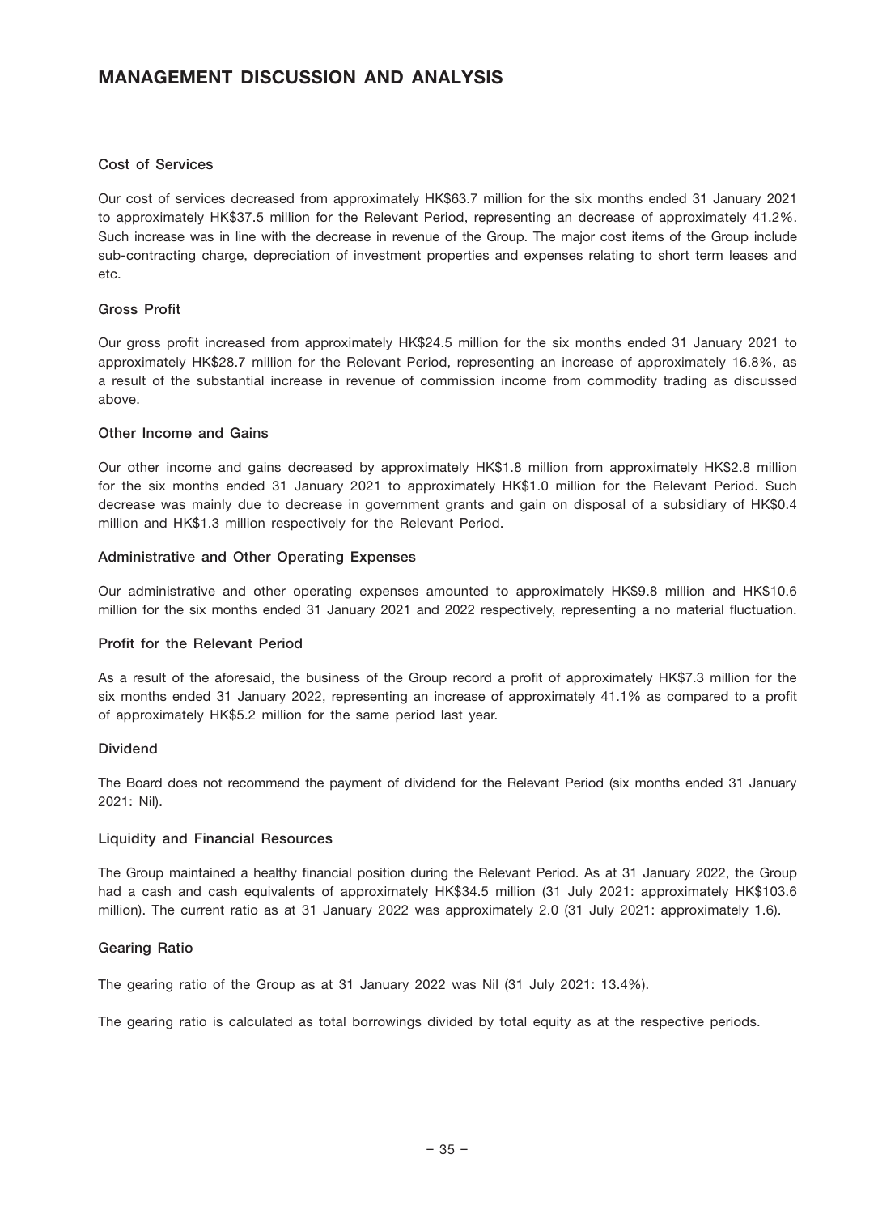# MANAGEMENT DISCUSSION AND ANALYSIS

### Cost of Services

Our cost of services decreased from approximately HK$63.7 million for the six months ended 31 January 2021 to approximately HK$37.5 million for the Relevant Period, representing an decrease of approximately 41.2%. Such increase was in line with the decrease in revenue of the Group. The major cost items of the Group include sub-contracting charge, depreciation of investment properties and expenses relating to short term leases and etc.

### Gross Profit

Our gross profit increased from approximately HK$24.5 million for the six months ended 31 January 2021 to approximately HK$28.7 million for the Relevant Period, representing an increase of approximately 16.8%, as a result of the substantial increase in revenue of commission income from commodity trading as discussed above.

### Other Income and Gains

Our other income and gains decreased by approximately HK$1.8 million from approximately HK$2.8 million for the six months ended 31 January 2021 to approximately HK$1.0 million for the Relevant Period. Such decrease was mainly due to decrease in government grants and gain on disposal of a subsidiary of HK$0.4 million and HK$1.3 million respectively for the Relevant Period.

### Administrative and Other Operating Expenses

Our administrative and other operating expenses amounted to approximately HK$9.8 million and HK$10.6 million for the six months ended 31 January 2021 and 2022 respectively, representing a no material fluctuation.

### Profit for the Relevant Period

As a result of the aforesaid, the business of the Group record a profit of approximately HK$7.3 million for the six months ended 31 January 2022, representing an increase of approximately 41.1% as compared to a profit of approximately HK$5.2 million for the same period last year.

### Dividend

The Board does not recommend the payment of dividend for the Relevant Period (six months ended 31 January 2021: Nil).

### Liquidity and Financial Resources

The Group maintained a healthy financial position during the Relevant Period. As at 31 January 2022, the Group had a cash and cash equivalents of approximately HK$34.5 million (31 July 2021: approximately HK$103.6 million). The current ratio as at 31 January 2022 was approximately 2.0 (31 July 2021: approximately 1.6).

### Gearing Ratio

The gearing ratio of the Group as at 31 January 2022 was Nil (31 July 2021: 13.4%).

The gearing ratio is calculated as total borrowings divided by total equity as at the respective periods.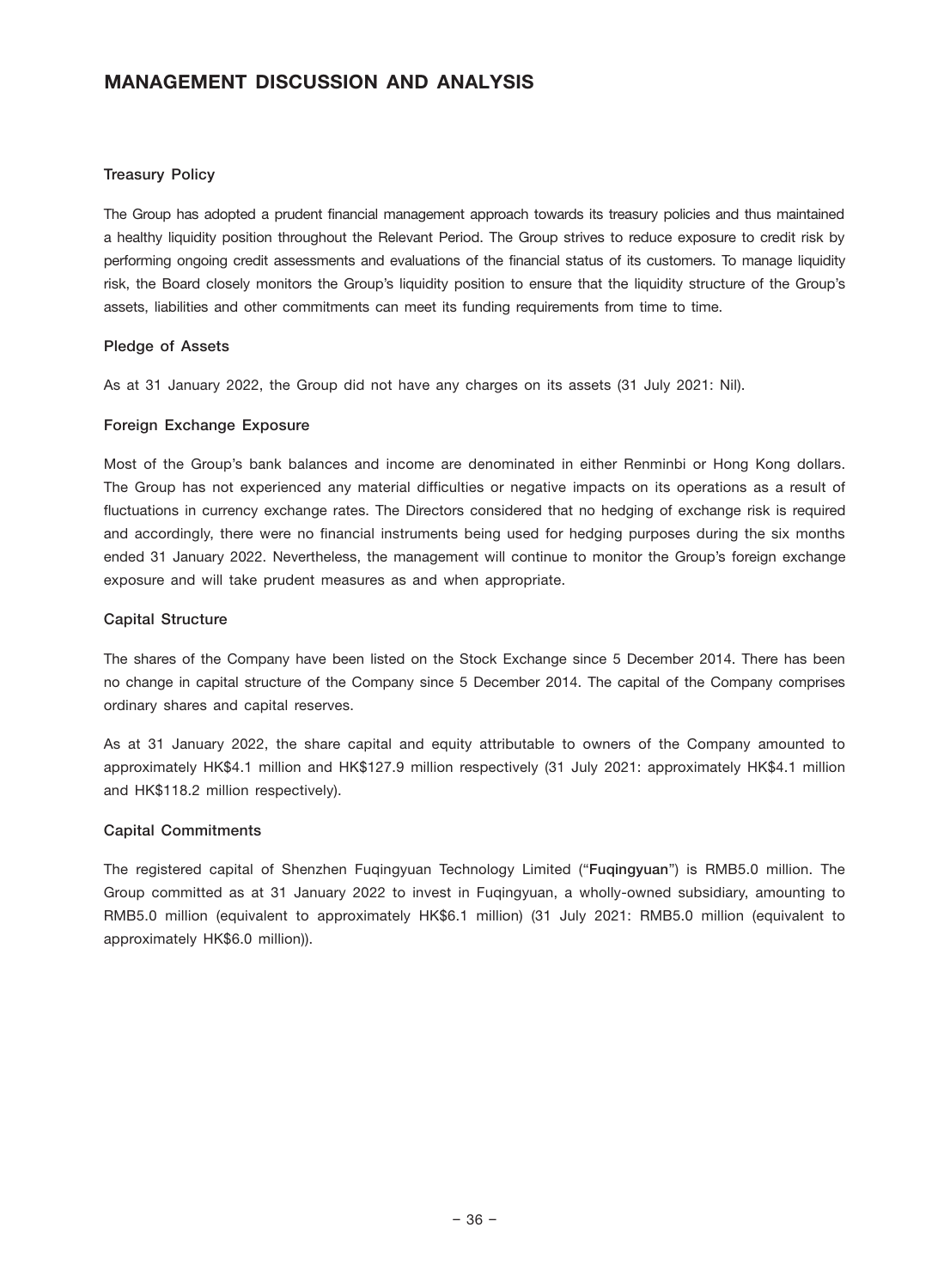## MANAGEMENT DISCUSSION AND ANALYSIS

### Treasury Policy

The Group has adopted a prudent financial management approach towards its treasury policies and thus maintained a healthy liquidity position throughout the Relevant Period. The Group strives to reduce exposure to credit risk by performing ongoing credit assessments and evaluations of the financial status of its customers. To manage liquidity risk, the Board closely monitors the Group's liquidity position to ensure that the liquidity structure of the Group's assets, liabilities and other commitments can meet its funding requirements from time to time.

### Pledge of Assets

As at 31 January 2022, the Group did not have any charges on its assets (31 July 2021: Nil).

### Foreign Exchange Exposure

Most of the Group's bank balances and income are denominated in either Renminbi or Hong Kong dollars. The Group has not experienced any material difficulties or negative impacts on its operations as a result of fluctuations in currency exchange rates. The Directors considered that no hedging of exchange risk is required and accordingly, there were no financial instruments being used for hedging purposes during the six months ended 31 January 2022. Nevertheless, the management will continue to monitor the Group's foreign exchange exposure and will take prudent measures as and when appropriate.

### Capital Structure

The shares of the Company have been listed on the Stock Exchange since 5 December 2014. There has been no change in capital structure of the Company since 5 December 2014. The capital of the Company comprises ordinary shares and capital reserves.

As at 31 January 2022, the share capital and equity attributable to owners of the Company amounted to approximately HK$4.1 million and HK$127.9 million respectively (31 July 2021: approximately HK$4.1 million and HK$118.2 million respectively).

### Capital Commitments

The registered capital of Shenzhen Fuqingyuan Technology Limited ("**Fuqingyuan**") is RMB5.0 million. The Group committed as at 31 January 2022 to invest in Fuqingyuan, a wholly-owned subsidiary, amounting to RMB5.0 million (equivalent to approximately HK$6.1 million) (31 July 2021: RMB5.0 million (equivalent to approximately HK$6.0 million)).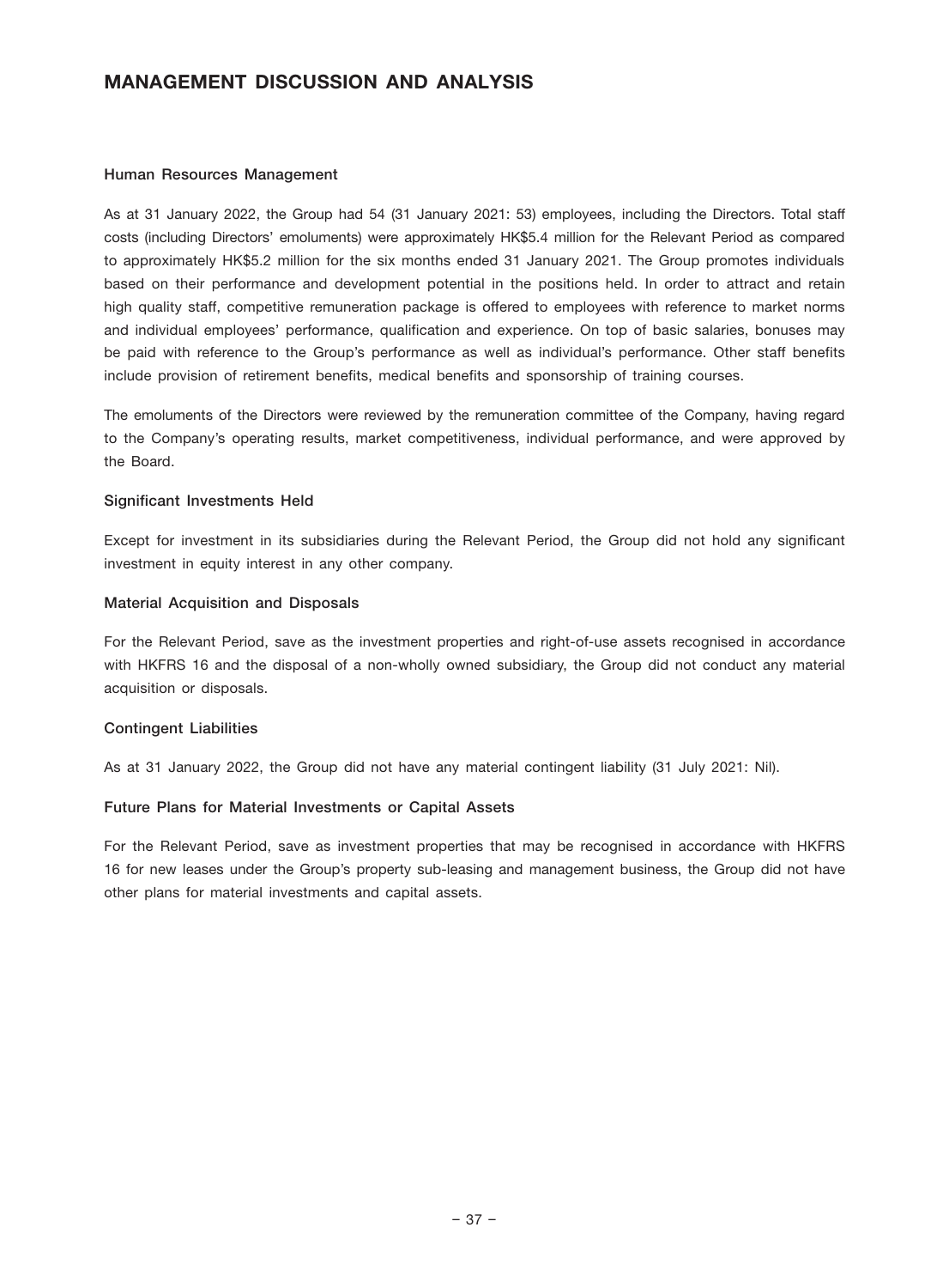# MANAGEMENT DISCUSSION AND ANALYSIS

### Human Resources Management

As at 31 January 2022, the Group had 54 (31 January 2021: 53) employees, including the Directors. Total staff costs (including Directors' emoluments) were approximately HK$5.4 million for the Relevant Period as compared to approximately HK$5.2 million for the six months ended 31 January 2021. The Group promotes individuals based on their performance and development potential in the positions held. In order to attract and retain high quality staff, competitive remuneration package is offered to employees with reference to market norms and individual employees' performance, qualification and experience. On top of basic salaries, bonuses may be paid with reference to the Group's performance as well as individual's performance. Other staff benefits include provision of retirement benefits, medical benefits and sponsorship of training courses.

The emoluments of the Directors were reviewed by the remuneration committee of the Company, having regard to the Company's operating results, market competitiveness, individual performance, and were approved by the Board.

### Significant Investments Held

Except for investment in its subsidiaries during the Relevant Period, the Group did not hold any significant investment in equity interest in any other company.

### Material Acquisition and Disposals

For the Relevant Period, save as the investment properties and right-of-use assets recognised in accordance with HKFRS 16 and the disposal of a non-wholly owned subsidiary, the Group did not conduct any material acquisition or disposals.

### Contingent Liabilities

As at 31 January 2022, the Group did not have any material contingent liability (31 July 2021: Nil).

### Future Plans for Material Investments or Capital Assets

For the Relevant Period, save as investment properties that may be recognised in accordance with HKFRS 16 for new leases under the Group's property sub-leasing and management business, the Group did not have other plans for material investments and capital assets.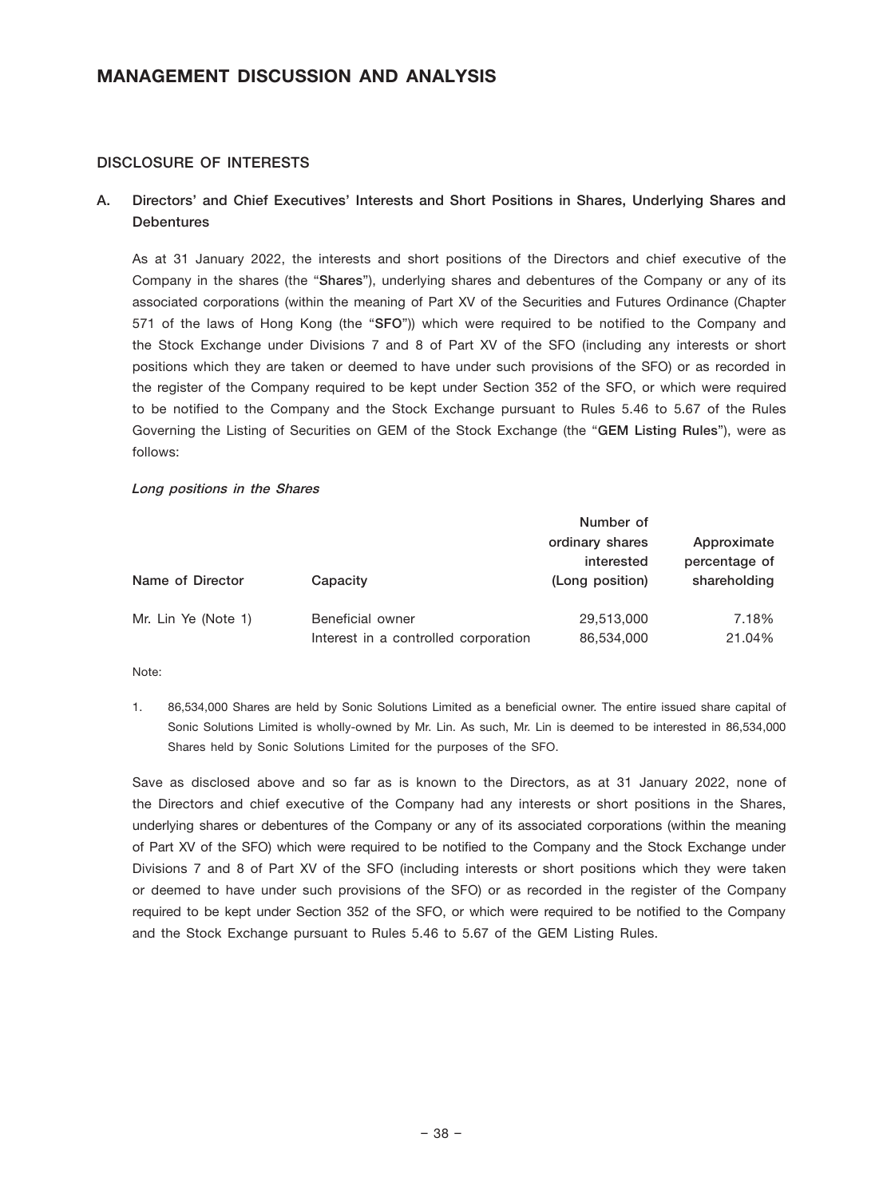# MANAGEMENT DISCUSSION AND ANALYSIS

## DISCLOSURE OF INTERESTS

### A. Directors' and Chief Executives' Interests and Short Positions in Shares, Underlying Shares and Debentures

As at 31 January 2022, the interests and short positions of the Directors and chief executive of the Company in the shares (the "**Shares**"), underlying shares and debentures of the Company or any of its associated corporations (within the meaning of Part XV of the Securities and Futures Ordinance (Chapter 571 of the laws of Hong Kong (the "**SFO**")) which were required to be notified to the Company and the Stock Exchange under Divisions 7 and 8 of Part XV of the SFO (including any interests or short positions which they are taken or deemed to have under such provisions of the SFO) or as recorded in the register of the Company required to be kept under Section 352 of the SFO, or which were required to be notified to the Company and the Stock Exchange pursuant to Rules 5.46 to 5.67 of the Rules Governing the Listing of Securities on GEM of the Stock Exchange (the "**GEM Listing Rules**"), were as follows:

***Long positions in the Shares***

| Name of Director | Capacity | Number of ordinary shares interested (Long position) | Approximate percentage of shareholding |
|---|---|---|---|
| Mr. Lin Ye (Note 1) | Beneficial owner | 29,513,000 | 7.18% |
| | Interest in a controlled corporation | 86,534,000 | 21.04% |

Note:

1. 86,534,000 Shares are held by Sonic Solutions Limited as a beneficial owner. The entire issued share capital of Sonic Solutions Limited is wholly-owned by Mr. Lin. As such, Mr. Lin is deemed to be interested in 86,534,000 Shares held by Sonic Solutions Limited for the purposes of the SFO.

Save as disclosed above and so far as is known to the Directors, as at 31 January 2022, none of the Directors and chief executive of the Company had any interests or short positions in the Shares, underlying shares or debentures of the Company or any of its associated corporations (within the meaning of Part XV of the SFO) which were required to be notified to the Company and the Stock Exchange under Divisions 7 and 8 of Part XV of the SFO (including interests or short positions which they were taken or deemed to have under such provisions of the SFO) or as recorded in the register of the Company required to be kept under Section 352 of the SFO, or which were required to be notified to the Company and the Stock Exchange pursuant to Rules 5.46 to 5.67 of the GEM Listing Rules.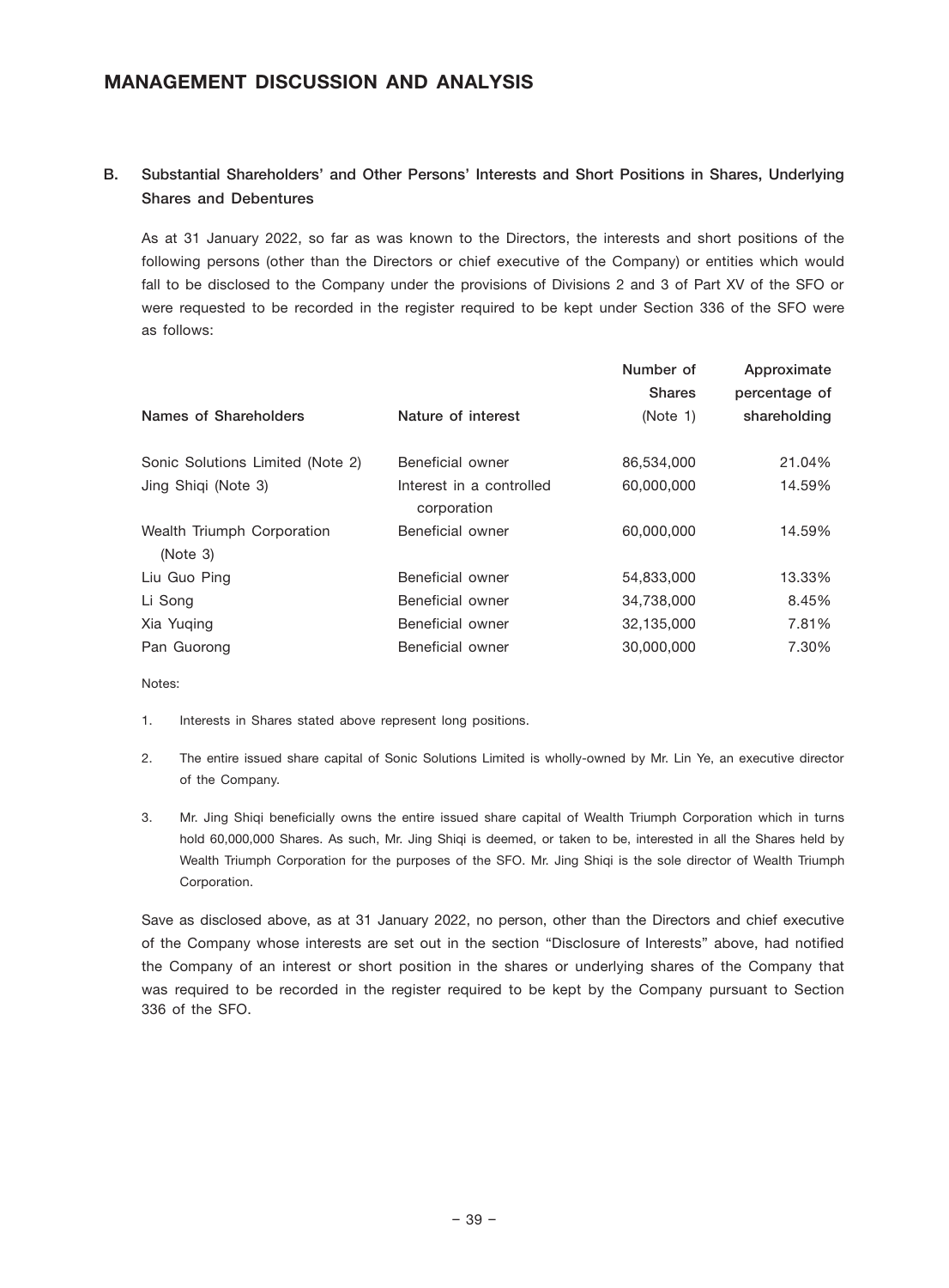## MANAGEMENT DISCUSSION AND ANALYSIS

### B. Substantial Shareholders' and Other Persons' Interests and Short Positions in Shares, Underlying Shares and Debentures

As at 31 January 2022, so far as was known to the Directors, the interests and short positions of the following persons (other than the Directors or chief executive of the Company) or entities which would fall to be disclosed to the Company under the provisions of Divisions 2 and 3 of Part XV of the SFO or were requested to be recorded in the register required to be kept under Section 336 of the SFO were as follows:

| Names of Shareholders | Nature of interest | Number of Shares (Note 1) | Approximate percentage of shareholding |
|---|---|---|---|
| Sonic Solutions Limited (Note 2) | Beneficial owner | 86,534,000 | 21.04% |
| Jing Shiqi (Note 3) | Interest in a controlled corporation | 60,000,000 | 14.59% |
| Wealth Triumph Corporation (Note 3) | Beneficial owner | 60,000,000 | 14.59% |
| Liu Guo Ping | Beneficial owner | 54,833,000 | 13.33% |
| Li Song | Beneficial owner | 34,738,000 | 8.45% |
| Xia Yuqing | Beneficial owner | 32,135,000 | 7.81% |
| Pan Guorong | Beneficial owner | 30,000,000 | 7.30% |

Notes:

1. Interests in Shares stated above represent long positions.
2. The entire issued share capital of Sonic Solutions Limited is wholly-owned by Mr. Lin Ye, an executive director of the Company.
3. Mr. Jing Shiqi beneficially owns the entire issued share capital of Wealth Triumph Corporation which in turns hold 60,000,000 Shares. As such, Mr. Jing Shiqi is deemed, or taken to be, interested in all the Shares held by Wealth Triumph Corporation for the purposes of the SFO. Mr. Jing Shiqi is the sole director of Wealth Triumph Corporation.

Save as disclosed above, as at 31 January 2022, no person, other than the Directors and chief executive of the Company whose interests are set out in the section "Disclosure of Interests" above, had notified the Company of an interest or short position in the shares or underlying shares of the Company that was required to be recorded in the register required to be kept by the Company pursuant to Section 336 of the SFO.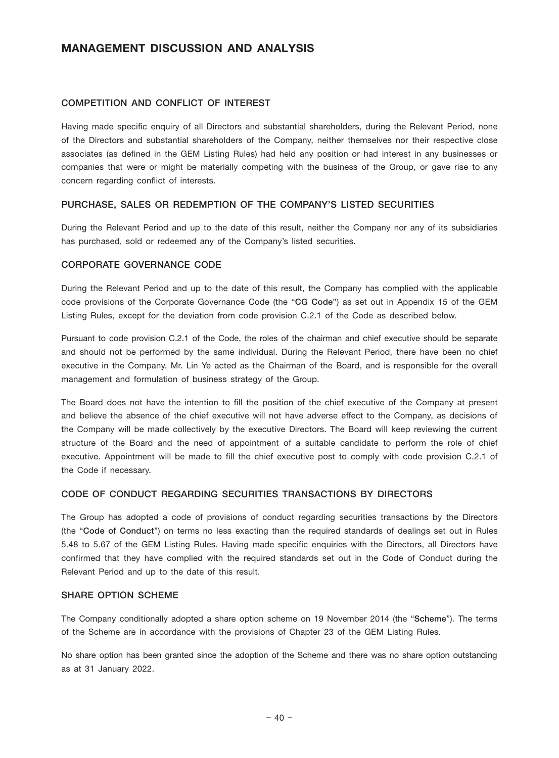# MANAGEMENT DISCUSSION AND ANALYSIS

## COMPETITION AND CONFLICT OF INTEREST

Having made specific enquiry of all Directors and substantial shareholders, during the Relevant Period, none of the Directors and substantial shareholders of the Company, neither themselves nor their respective close associates (as defined in the GEM Listing Rules) had held any position or had interest in any businesses or companies that were or might be materially competing with the business of the Group, or gave rise to any concern regarding conflict of interests.

## PURCHASE, SALES OR REDEMPTION OF THE COMPANY'S LISTED SECURITIES

During the Relevant Period and up to the date of this result, neither the Company nor any of its subsidiaries has purchased, sold or redeemed any of the Company's listed securities.

## CORPORATE GOVERNANCE CODE

During the Relevant Period and up to the date of this result, the Company has complied with the applicable code provisions of the Corporate Governance Code (the "**CG Code**") as set out in Appendix 15 of the GEM Listing Rules, except for the deviation from code provision C.2.1 of the Code as described below.

Pursuant to code provision C.2.1 of the Code, the roles of the chairman and chief executive should be separate and should not be performed by the same individual. During the Relevant Period, there have been no chief executive in the Company. Mr. Lin Ye acted as the Chairman of the Board, and is responsible for the overall management and formulation of business strategy of the Group.

The Board does not have the intention to fill the position of the chief executive of the Company at present and believe the absence of the chief executive will not have adverse effect to the Company, as decisions of the Company will be made collectively by the executive Directors. The Board will keep reviewing the current structure of the Board and the need of appointment of a suitable candidate to perform the role of chief executive. Appointment will be made to fill the chief executive post to comply with code provision C.2.1 of the Code if necessary.

## CODE OF CONDUCT REGARDING SECURITIES TRANSACTIONS BY DIRECTORS

The Group has adopted a code of provisions of conduct regarding securities transactions by the Directors (the "**Code of Conduct**") on terms no less exacting than the required standards of dealings set out in Rules 5.48 to 5.67 of the GEM Listing Rules. Having made specific enquiries with the Directors, all Directors have confirmed that they have complied with the required standards set out in the Code of Conduct during the Relevant Period and up to the date of this result.

## SHARE OPTION SCHEME

The Company conditionally adopted a share option scheme on 19 November 2014 (the "**Scheme**"). The terms of the Scheme are in accordance with the provisions of Chapter 23 of the GEM Listing Rules.

No share option has been granted since the adoption of the Scheme and there was no share option outstanding as at 31 January 2022.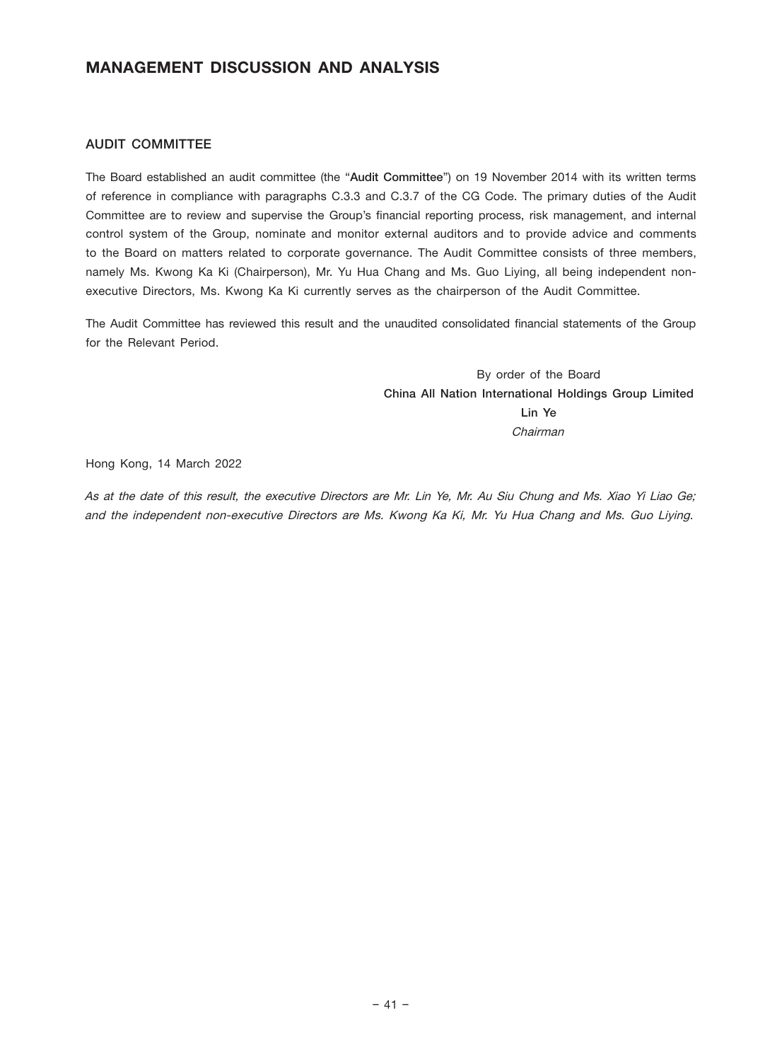## AUDIT COMMITTEE

The Board established an audit committee (the "**Audit Committee**") on 19 November 2014 with its written terms of reference in compliance with paragraphs C.3.3 and C.3.7 of the CG Code. The primary duties of the Audit Committee are to review and supervise the Group's financial reporting process, risk management, and internal control system of the Group, nominate and monitor external auditors and to provide advice and comments to the Board on matters related to corporate governance. The Audit Committee consists of three members, namely Ms. Kwong Ka Ki (Chairperson), Mr. Yu Hua Chang and Ms. Guo Liying, all being independent non-executive Directors, Ms. Kwong Ka Ki currently serves as the chairperson of the Audit Committee.

The Audit Committee has reviewed this result and the unaudited consolidated financial statements of the Group for the Relevant Period.

By order of the Board
**China All Nation International Holdings Group Limited**
**Lin Ye**
*Chairman*

Hong Kong, 14 March 2022

*As at the date of this result, the executive Directors are Mr. Lin Ye, Mr. Au Siu Chung and Ms. Xiao Yi Liao Ge; and the independent non-executive Directors are Ms. Kwong Ka Ki, Mr. Yu Hua Chang and Ms. Guo Liying.*